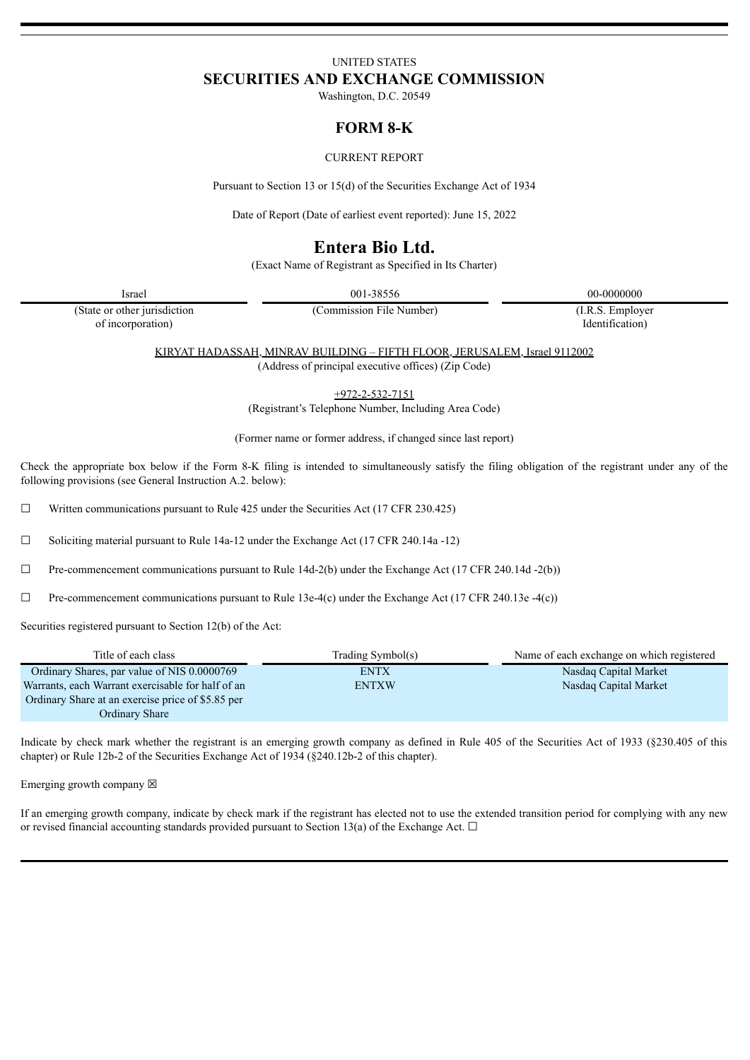UNITED STATES

# SECURITIES AND EXCHANGE COMMISSION

Washington, D.C. 20549

## FORM 8-K

CURRENT REPORT

Pursuant to Section 13 or 15(d) of the Securities Exchange Act of 1934

Date of Report (Date of earliest event reported): June 15, 2022

# Entera Bio Ltd.

(Exact Name of Registrant as Specified in Its Charter)

| Israel | 001-38556 | 00-0000000 |
|---|---|---|
| (State or other jurisdiction of incorporation) | (Commission File Number) | (I.R.S. Employer Identification) |

KIRYAT HADASSAH, MINRAV BUILDING – FIFTH FLOOR, JERUSALEM, Israel 9112002
(Address of principal executive offices) (Zip Code)

+972-2-532-7151
(Registrant's Telephone Number, Including Area Code)

(Former name or former address, if changed since last report)

Check the appropriate box below if the Form 8-K filing is intended to simultaneously satisfy the filing obligation of the registrant under any of the following provisions (see General Instruction A.2. below):

☐ Written communications pursuant to Rule 425 under the Securities Act (17 CFR 230.425)

☐ Soliciting material pursuant to Rule 14a-12 under the Exchange Act (17 CFR 240.14a -12)

☐ Pre-commencement communications pursuant to Rule 14d-2(b) under the Exchange Act (17 CFR 240.14d -2(b))

☐ Pre-commencement communications pursuant to Rule 13e-4(c) under the Exchange Act (17 CFR 240.13e -4(c))

Securities registered pursuant to Section 12(b) of the Act:

| Title of each class | Trading Symbol(s) | Name of each exchange on which registered |
|---|---|---|
| Ordinary Shares, par value of NIS 0.0000769 | ENTX | Nasdaq Capital Market |
| Warrants, each Warrant exercisable for half of an Ordinary Share at an exercise price of $5.85 per Ordinary Share | ENTXW | Nasdaq Capital Market |

Indicate by check mark whether the registrant is an emerging growth company as defined in Rule 405 of the Securities Act of 1933 (§230.405 of this chapter) or Rule 12b-2 of the Securities Exchange Act of 1934 (§240.12b-2 of this chapter).

Emerging growth company ☒

If an emerging growth company, indicate by check mark if the registrant has elected not to use the extended transition period for complying with any new or revised financial accounting standards provided pursuant to Section 13(a) of the Exchange Act. ☐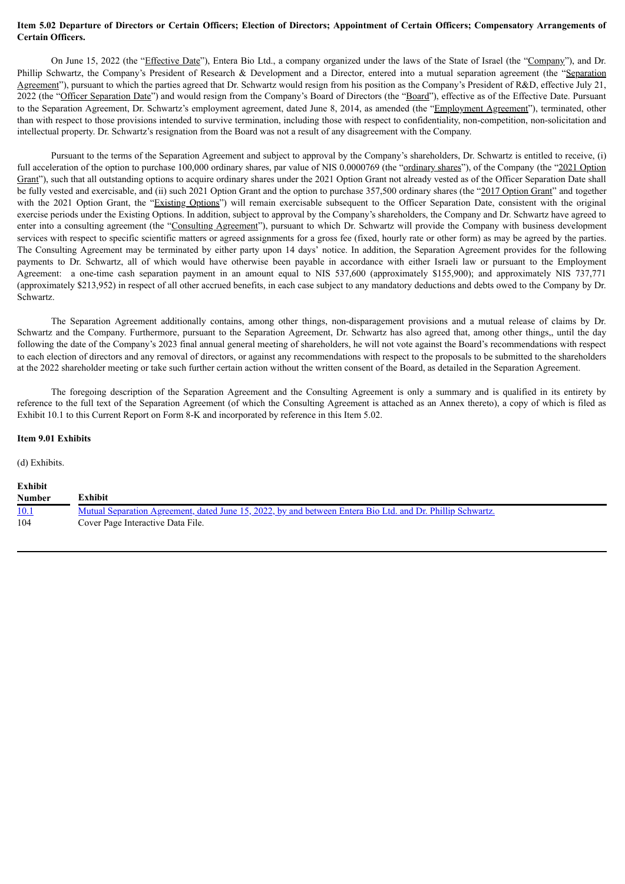**Item 5.02 Departure of Directors or Certain Officers; Election of Directors; Appointment of Certain Officers; Compensatory Arrangements of Certain Officers.**

On June 15, 2022 (the "Effective Date"), Entera Bio Ltd., a company organized under the laws of the State of Israel (the "Company"), and Dr. Phillip Schwartz, the Company's President of Research & Development and a Director, entered into a mutual separation agreement (the "Separation Agreement"), pursuant to which the parties agreed that Dr. Schwartz would resign from his position as the Company's President of R&D, effective July 21, 2022 (the "Officer Separation Date") and would resign from the Company's Board of Directors (the "Board"), effective as of the Effective Date. Pursuant to the Separation Agreement, Dr. Schwartz's employment agreement, dated June 8, 2014, as amended (the "Employment Agreement"), terminated, other than with respect to those provisions intended to survive termination, including those with respect to confidentiality, non-competition, non-solicitation and intellectual property. Dr. Schwartz's resignation from the Board was not a result of any disagreement with the Company.

Pursuant to the terms of the Separation Agreement and subject to approval by the Company's shareholders, Dr. Schwartz is entitled to receive, (i) full acceleration of the option to purchase 100,000 ordinary shares, par value of NIS 0.0000769 (the "ordinary shares"), of the Company (the "2021 Option Grant"), such that all outstanding options to acquire ordinary shares under the 2021 Option Grant not already vested as of the Officer Separation Date shall be fully vested and exercisable, and (ii) such 2021 Option Grant and the option to purchase 357,500 ordinary shares (the "2017 Option Grant" and together with the 2021 Option Grant, the "Existing Options") will remain exercisable subsequent to the Officer Separation Date, consistent with the original exercise periods under the Existing Options. In addition, subject to approval by the Company's shareholders, the Company and Dr. Schwartz have agreed to enter into a consulting agreement (the "Consulting Agreement"), pursuant to which Dr. Schwartz will provide the Company with business development services with respect to specific scientific matters or agreed assignments for a gross fee (fixed, hourly rate or other form) as may be agreed by the parties. The Consulting Agreement may be terminated by either party upon 14 days' notice. In addition, the Separation Agreement provides for the following payments to Dr. Schwartz, all of which would have otherwise been payable in accordance with either Israeli law or pursuant to the Employment Agreement: a one-time cash separation payment in an amount equal to NIS 537,600 (approximately $155,900); and approximately NIS 737,771 (approximately $213,952) in respect of all other accrued benefits, in each case subject to any mandatory deductions and debts owed to the Company by Dr. Schwartz.

The Separation Agreement additionally contains, among other things, non-disparagement provisions and a mutual release of claims by Dr. Schwartz and the Company. Furthermore, pursuant to the Separation Agreement, Dr. Schwartz has also agreed that, among other things,, until the day following the date of the Company's 2023 final annual general meeting of shareholders, he will not vote against the Board's recommendations with respect to each election of directors and any removal of directors, or against any recommendations with respect to the proposals to be submitted to the shareholders at the 2022 shareholder meeting or take such further certain action without the written consent of the Board, as detailed in the Separation Agreement.

The foregoing description of the Separation Agreement and the Consulting Agreement is only a summary and is qualified in its entirety by reference to the full text of the Separation Agreement (of which the Consulting Agreement is attached as an Annex thereto), a copy of which is filed as Exhibit 10.1 to this Current Report on Form 8-K and incorporated by reference in this Item 5.02.

**Item 9.01 Exhibits**

(d) Exhibits.

| Exhibit Number | Exhibit |
|---|---|
| 10.1 | Mutual Separation Agreement, dated June 15, 2022, by and between Entera Bio Ltd. and Dr. Phillip Schwartz. |
| 104 | Cover Page Interactive Data File. |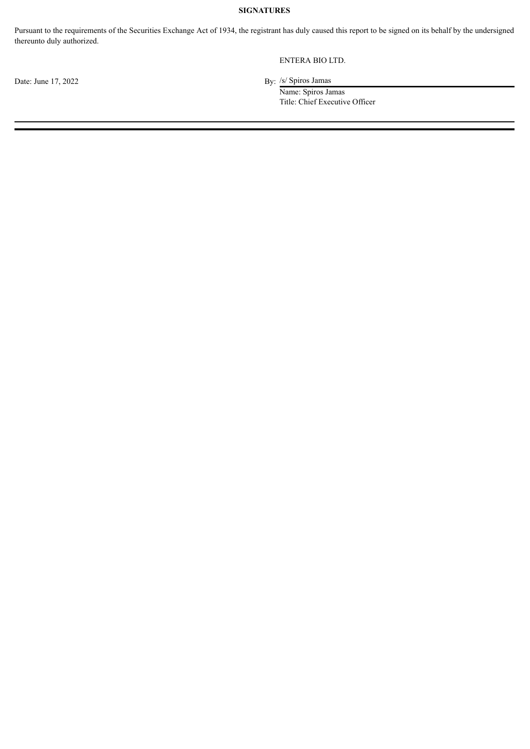**SIGNATURES**

Pursuant to the requirements of the Securities Exchange Act of 1934, the registrant has duly caused this report to be signed on its behalf by the undersigned thereunto duly authorized.

ENTERA BIO LTD.

Date: June 17, 2022

By: /s/ Spiros Jamas

Name: Spiros Jamas

Title: Chief Executive Officer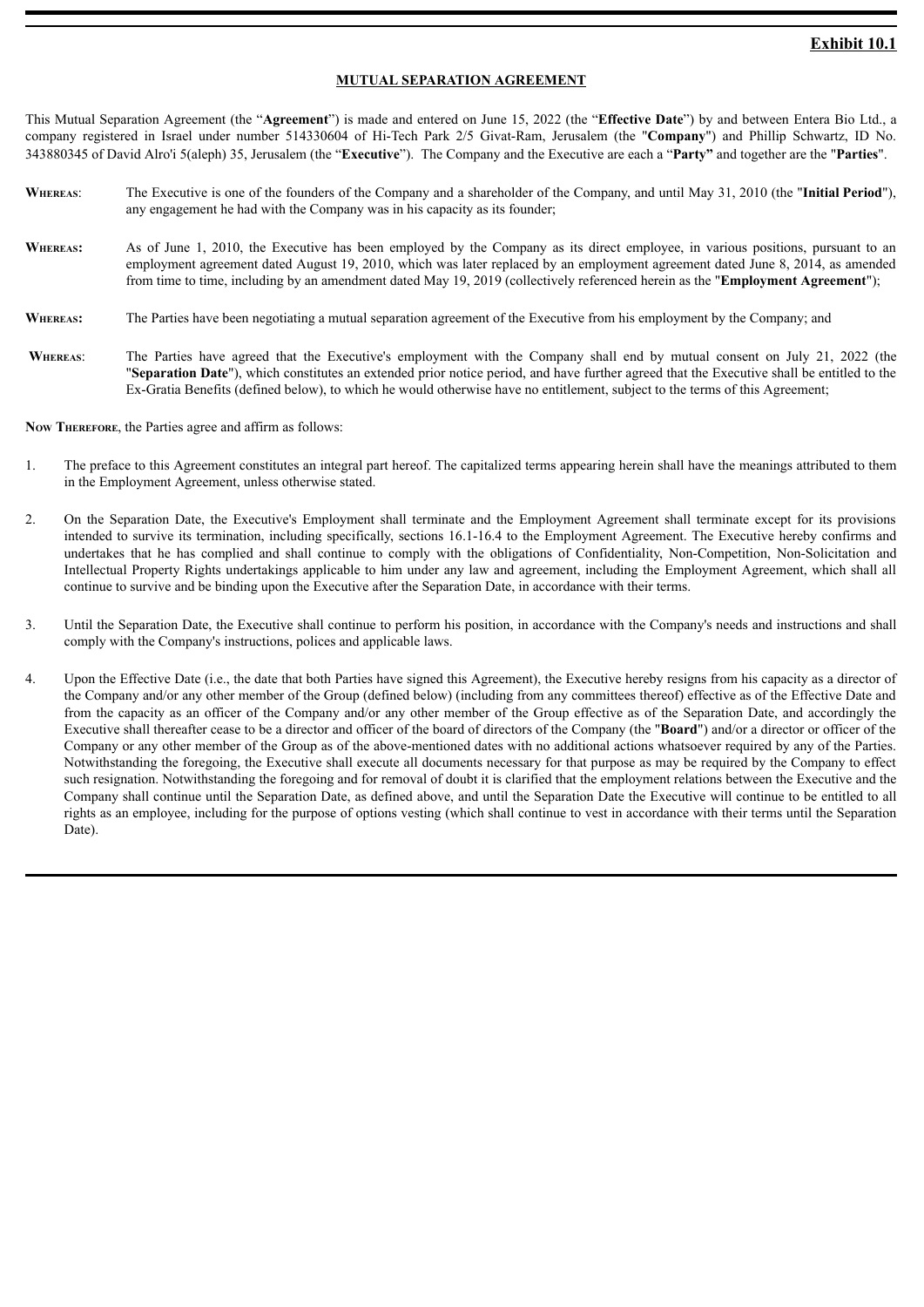**Exhibit 10.1**

**MUTUAL SEPARATION AGREEMENT**

This Mutual Separation Agreement (the "**Agreement**") is made and entered on June 15, 2022 (the "**Effective Date**") by and between Entera Bio Ltd., a company registered in Israel under number 514330604 of Hi-Tech Park 2/5 Givat-Ram, Jerusalem (the "**Company**") and Phillip Schwartz, ID No. 343880345 of David Alro'i 5(aleph) 35, Jerusalem (the "**Executive**"). The Company and the Executive are each a "**Party"** and together are the "**Parties**".

**Whereas**: The Executive is one of the founders of the Company and a shareholder of the Company, and until May 31, 2010 (the "**Initial Period**"), any engagement he had with the Company was in his capacity as its founder;

**Whereas:** As of June 1, 2010, the Executive has been employed by the Company as its direct employee, in various positions, pursuant to an employment agreement dated August 19, 2010, which was later replaced by an employment agreement dated June 8, 2014, as amended from time to time, including by an amendment dated May 19, 2019 (collectively referenced herein as the "**Employment Agreement**");

**Whereas:** The Parties have been negotiating a mutual separation agreement of the Executive from his employment by the Company; and

**Whereas**: The Parties have agreed that the Executive's employment with the Company shall end by mutual consent on July 21, 2022 (the "**Separation Date**"), which constitutes an extended prior notice period, and have further agreed that the Executive shall be entitled to the Ex-Gratia Benefits (defined below), to which he would otherwise have no entitlement, subject to the terms of this Agreement;

**Now Therefore**, the Parties agree and affirm as follows:

1. The preface to this Agreement constitutes an integral part hereof. The capitalized terms appearing herein shall have the meanings attributed to them in the Employment Agreement, unless otherwise stated.

2. On the Separation Date, the Executive's Employment shall terminate and the Employment Agreement shall terminate except for its provisions intended to survive its termination, including specifically, sections 16.1-16.4 to the Employment Agreement. The Executive hereby confirms and undertakes that he has complied and shall continue to comply with the obligations of Confidentiality, Non-Competition, Non-Solicitation and Intellectual Property Rights undertakings applicable to him under any law and agreement, including the Employment Agreement, which shall all continue to survive and be binding upon the Executive after the Separation Date, in accordance with their terms.

3. Until the Separation Date, the Executive shall continue to perform his position, in accordance with the Company's needs and instructions and shall comply with the Company's instructions, polices and applicable laws.

4. Upon the Effective Date (i.e., the date that both Parties have signed this Agreement), the Executive hereby resigns from his capacity as a director of the Company and/or any other member of the Group (defined below) (including from any committees thereof) effective as of the Effective Date and from the capacity as an officer of the Company and/or any other member of the Group effective as of the Separation Date, and accordingly the Executive shall thereafter cease to be a director and officer of the board of directors of the Company (the "**Board**") and/or a director or officer of the Company or any other member of the Group as of the above-mentioned dates with no additional actions whatsoever required by any of the Parties. Notwithstanding the foregoing, the Executive shall execute all documents necessary for that purpose as may be required by the Company to effect such resignation. Notwithstanding the foregoing and for removal of doubt it is clarified that the employment relations between the Executive and the Company shall continue until the Separation Date, as defined above, and until the Separation Date the Executive will continue to be entitled to all rights as an employee, including for the purpose of options vesting (which shall continue to vest in accordance with their terms until the Separation Date).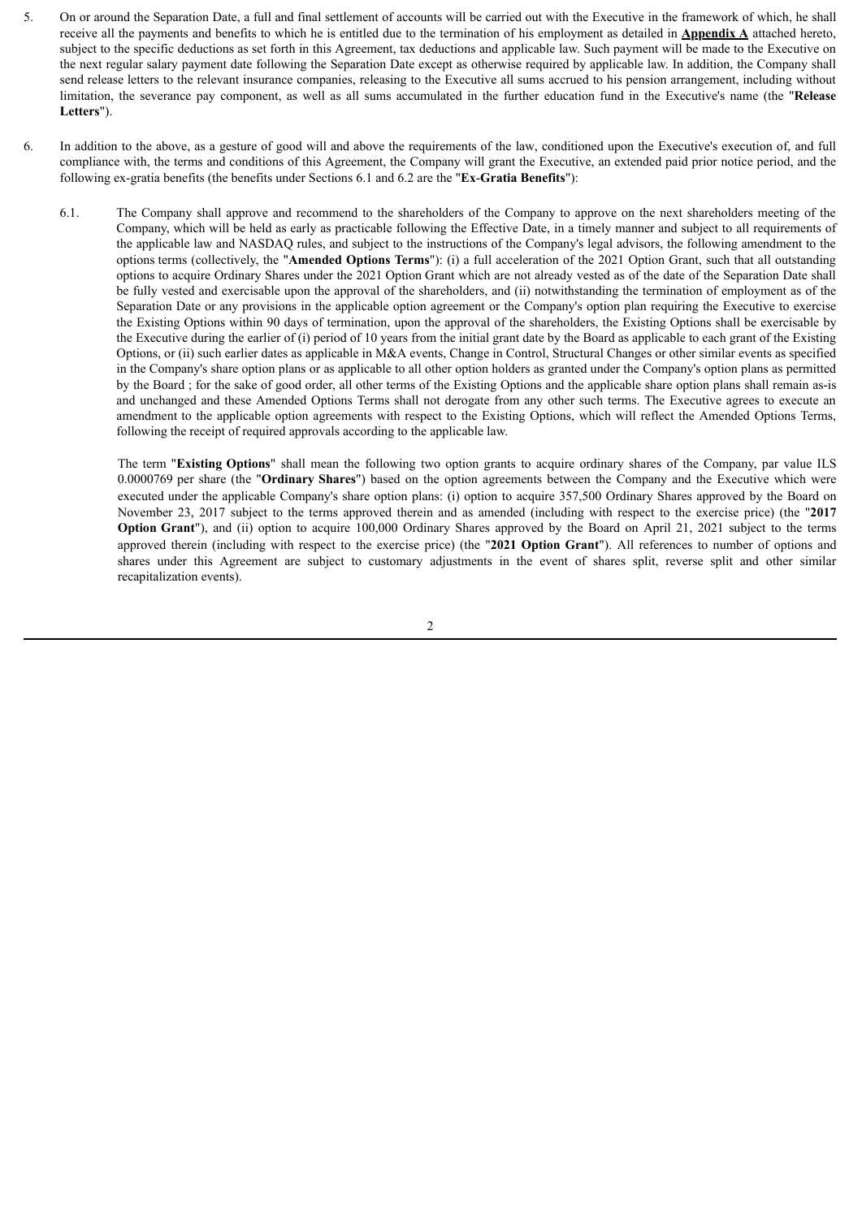5. On or around the Separation Date, a full and final settlement of accounts will be carried out with the Executive in the framework of which, he shall receive all the payments and benefits to which he is entitled due to the termination of his employment as detailed in **Appendix A** attached hereto, subject to the specific deductions as set forth in this Agreement, tax deductions and applicable law. Such payment will be made to the Executive on the next regular salary payment date following the Separation Date except as otherwise required by applicable law. In addition, the Company shall send release letters to the relevant insurance companies, releasing to the Executive all sums accrued to his pension arrangement, including without limitation, the severance pay component, as well as all sums accumulated in the further education fund in the Executive's name (the "**Release Letters**").

6. In addition to the above, as a gesture of good will and above the requirements of the law, conditioned upon the Executive's execution of, and full compliance with, the terms and conditions of this Agreement, the Company will grant the Executive, an extended paid prior notice period, and the following ex-gratia benefits (the benefits under Sections 6.1 and 6.2 are the "**Ex-Gratia Benefits**"):

   6.1. The Company shall approve and recommend to the shareholders of the Company to approve on the next shareholders meeting of the Company, which will be held as early as practicable following the Effective Date, in a timely manner and subject to all requirements of the applicable law and NASDAQ rules, and subject to the instructions of the Company's legal advisors, the following amendment to the options terms (collectively, the "**Amended Options Terms**"): (i) a full acceleration of the 2021 Option Grant, such that all outstanding options to acquire Ordinary Shares under the 2021 Option Grant which are not already vested as of the date of the Separation Date shall be fully vested and exercisable upon the approval of the shareholders, and (ii) notwithstanding the termination of employment as of the Separation Date or any provisions in the applicable option agreement or the Company's option plan requiring the Executive to exercise the Existing Options within 90 days of termination, upon the approval of the shareholders, the Existing Options shall be exercisable by the Executive during the earlier of (i) period of 10 years from the initial grant date by the Board as applicable to each grant of the Existing Options, or (ii) such earlier dates as applicable in M&A events, Change in Control, Structural Changes or other similar events as specified in the Company's share option plans or as applicable to all other option holders as granted under the Company's option plans as permitted by the Board ; for the sake of good order, all other terms of the Existing Options and the applicable share option plans shall remain as-is and unchanged and these Amended Options Terms shall not derogate from any other such terms. The Executive agrees to execute an amendment to the applicable option agreements with respect to the Existing Options, which will reflect the Amended Options Terms, following the receipt of required approvals according to the applicable law.

   The term "**Existing Options**" shall mean the following two option grants to acquire ordinary shares of the Company, par value ILS 0.0000769 per share (the "**Ordinary Shares**") based on the option agreements between the Company and the Executive which were executed under the applicable Company's share option plans: (i) option to acquire 357,500 Ordinary Shares approved by the Board on November 23, 2017 subject to the terms approved therein and as amended (including with respect to the exercise price) (the "**2017 Option Grant**"), and (ii) option to acquire 100,000 Ordinary Shares approved by the Board on April 21, 2021 subject to the terms approved therein (including with respect to the exercise price) (the "**2021 Option Grant**"). All references to number of options and shares under this Agreement are subject to customary adjustments in the event of shares split, reverse split and other similar recapitalization events).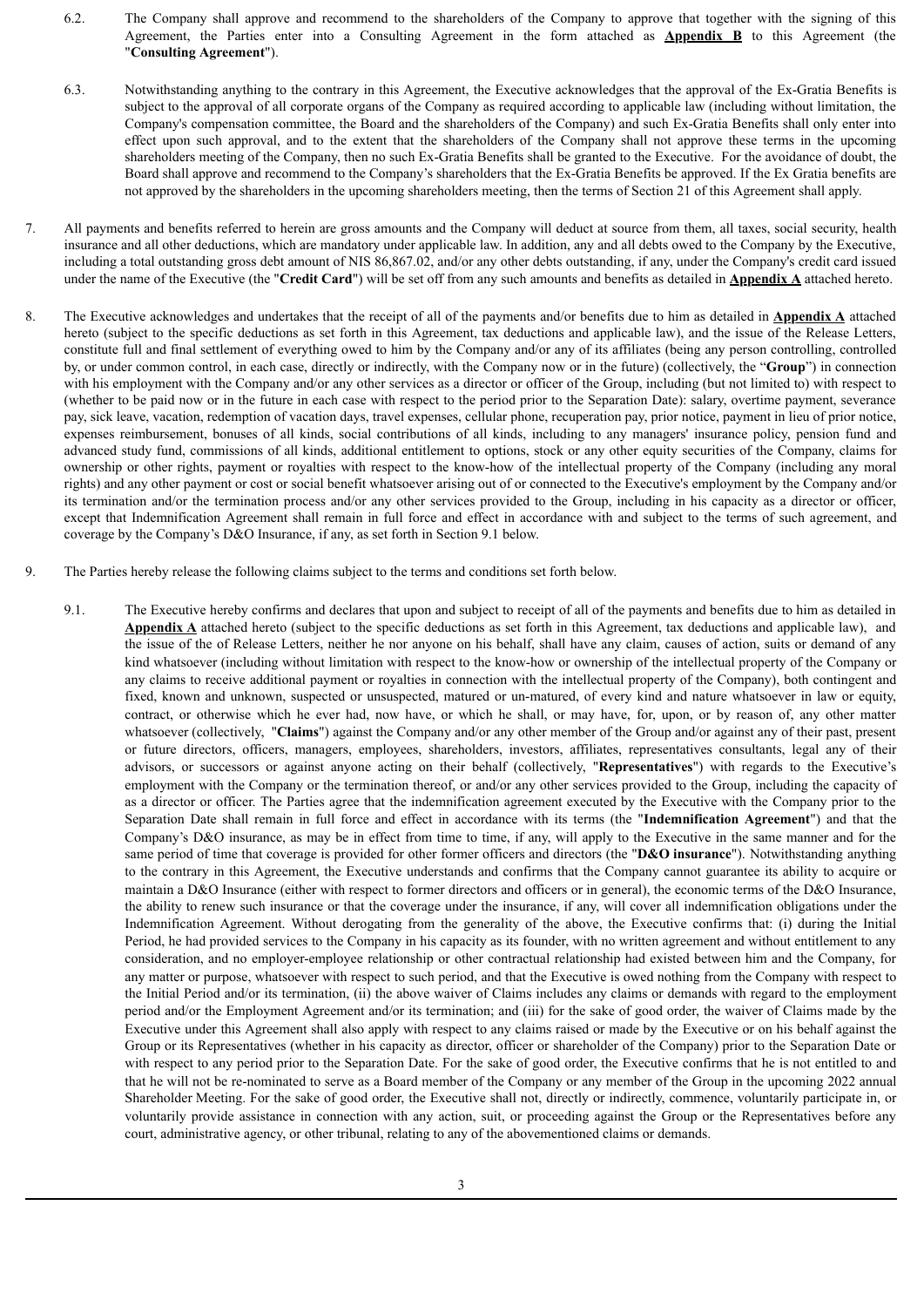6.2. The Company shall approve and recommend to the shareholders of the Company to approve that together with the signing of this Agreement, the Parties enter into a Consulting Agreement in the form attached as **Appendix B** to this Agreement (the "**Consulting Agreement**").

6.3. Notwithstanding anything to the contrary in this Agreement, the Executive acknowledges that the approval of the Ex-Gratia Benefits is subject to the approval of all corporate organs of the Company as required according to applicable law (including without limitation, the Company's compensation committee, the Board and the shareholders of the Company) and such Ex-Gratia Benefits shall only enter into effect upon such approval, and to the extent that the shareholders of the Company shall not approve these terms in the upcoming shareholders meeting of the Company, then no such Ex-Gratia Benefits shall be granted to the Executive. For the avoidance of doubt, the Board shall approve and recommend to the Company's shareholders that the Ex-Gratia Benefits be approved. If the Ex Gratia benefits are not approved by the shareholders in the upcoming shareholders meeting, then the terms of Section 21 of this Agreement shall apply.

7. All payments and benefits referred to herein are gross amounts and the Company will deduct at source from them, all taxes, social security, health insurance and all other deductions, which are mandatory under applicable law. In addition, any and all debts owed to the Company by the Executive, including a total outstanding gross debt amount of NIS 86,867.02, and/or any other debts outstanding, if any, under the Company's credit card issued under the name of the Executive (the "**Credit Card**") will be set off from any such amounts and benefits as detailed in **Appendix A** attached hereto.

8. The Executive acknowledges and undertakes that the receipt of all of the payments and/or benefits due to him as detailed in **Appendix A** attached hereto (subject to the specific deductions as set forth in this Agreement, tax deductions and applicable law), and the issue of the Release Letters, constitute full and final settlement of everything owed to him by the Company and/or any of its affiliates (being any person controlling, controlled by, or under common control, in each case, directly or indirectly, with the Company now or in the future) (collectively, the "**Group**") in connection with his employment with the Company and/or any other services as a director or officer of the Group, including (but not limited to) with respect to (whether to be paid now or in the future in each case with respect to the period prior to the Separation Date): salary, overtime payment, severance pay, sick leave, vacation, redemption of vacation days, travel expenses, cellular phone, recuperation pay, prior notice, payment in lieu of prior notice, expenses reimbursement, bonuses of all kinds, social contributions of all kinds, including to any managers' insurance policy, pension fund and advanced study fund, commissions of all kinds, additional entitlement to options, stock or any other equity securities of the Company, claims for ownership or other rights, payment or royalties with respect to the know-how of the intellectual property of the Company (including any moral rights) and any other payment or cost or social benefit whatsoever arising out of or connected to the Executive's employment by the Company and/or its termination and/or the termination process and/or any other services provided to the Group, including in his capacity as a director or officer, except that Indemnification Agreement shall remain in full force and effect in accordance with and subject to the terms of such agreement, and coverage by the Company's D&O Insurance, if any, as set forth in Section 9.1 below.

9. The Parties hereby release the following claims subject to the terms and conditions set forth below.

9.1. The Executive hereby confirms and declares that upon and subject to receipt of all of the payments and benefits due to him as detailed in **Appendix A** attached hereto (subject to the specific deductions as set forth in this Agreement, tax deductions and applicable law), and the issue of the of Release Letters, neither he nor anyone on his behalf, shall have any claim, causes of action, suits or demand of any kind whatsoever (including without limitation with respect to the know-how or ownership of the intellectual property of the Company or any claims to receive additional payment or royalties in connection with the intellectual property of the Company), both contingent and fixed, known and unknown, suspected or unsuspected, matured or un-matured, of every kind and nature whatsoever in law or equity, contract, or otherwise which he ever had, now have, or which he shall, or may have, for, upon, or by reason of, any other matter whatsoever (collectively, "**Claims**") against the Company and/or any other member of the Group and/or against any of their past, present or future directors, officers, managers, employees, shareholders, investors, affiliates, representatives consultants, legal any of their advisors, or successors or against anyone acting on their behalf (collectively, "**Representatives**") with regards to the Executive's employment with the Company or the termination thereof, or and/or any other services provided to the Group, including the capacity of as a director or officer. The Parties agree that the indemnification agreement executed by the Executive with the Company prior to the Separation Date shall remain in full force and effect in accordance with its terms (the "**Indemnification Agreement**") and that the Company's D&O insurance, as may be in effect from time to time, if any, will apply to the Executive in the same manner and for the same period of time that coverage is provided for other former officers and directors (the "**D&O insurance**"). Notwithstanding anything to the contrary in this Agreement, the Executive understands and confirms that the Company cannot guarantee its ability to acquire or maintain a D&O Insurance (either with respect to former directors and officers or in general), the economic terms of the D&O Insurance, the ability to renew such insurance or that the coverage under the insurance, if any, will cover all indemnification obligations under the Indemnification Agreement. Without derogating from the generality of the above, the Executive confirms that: (i) during the Initial Period, he had provided services to the Company in his capacity as its founder, with no written agreement and without entitlement to any consideration, and no employer-employee relationship or other contractual relationship had existed between him and the Company, for any matter or purpose, whatsoever with respect to such period, and that the Executive is owed nothing from the Company with respect to the Initial Period and/or its termination, (ii) the above waiver of Claims includes any claims or demands with regard to the employment period and/or the Employment Agreement and/or its termination; and (iii) for the sake of good order, the waiver of Claims made by the Executive under this Agreement shall also apply with respect to any claims raised or made by the Executive or on his behalf against the Group or its Representatives (whether in his capacity as director, officer or shareholder of the Company) prior to the Separation Date or with respect to any period prior to the Separation Date. For the sake of good order, the Executive confirms that he is not entitled to and that he will not be re-nominated to serve as a Board member of the Company or any member of the Group in the upcoming 2022 annual Shareholder Meeting. For the sake of good order, the Executive shall not, directly or indirectly, commence, voluntarily participate in, or voluntarily provide assistance in connection with any action, suit, or proceeding against the Group or the Representatives before any court, administrative agency, or other tribunal, relating to any of the abovementioned claims or demands.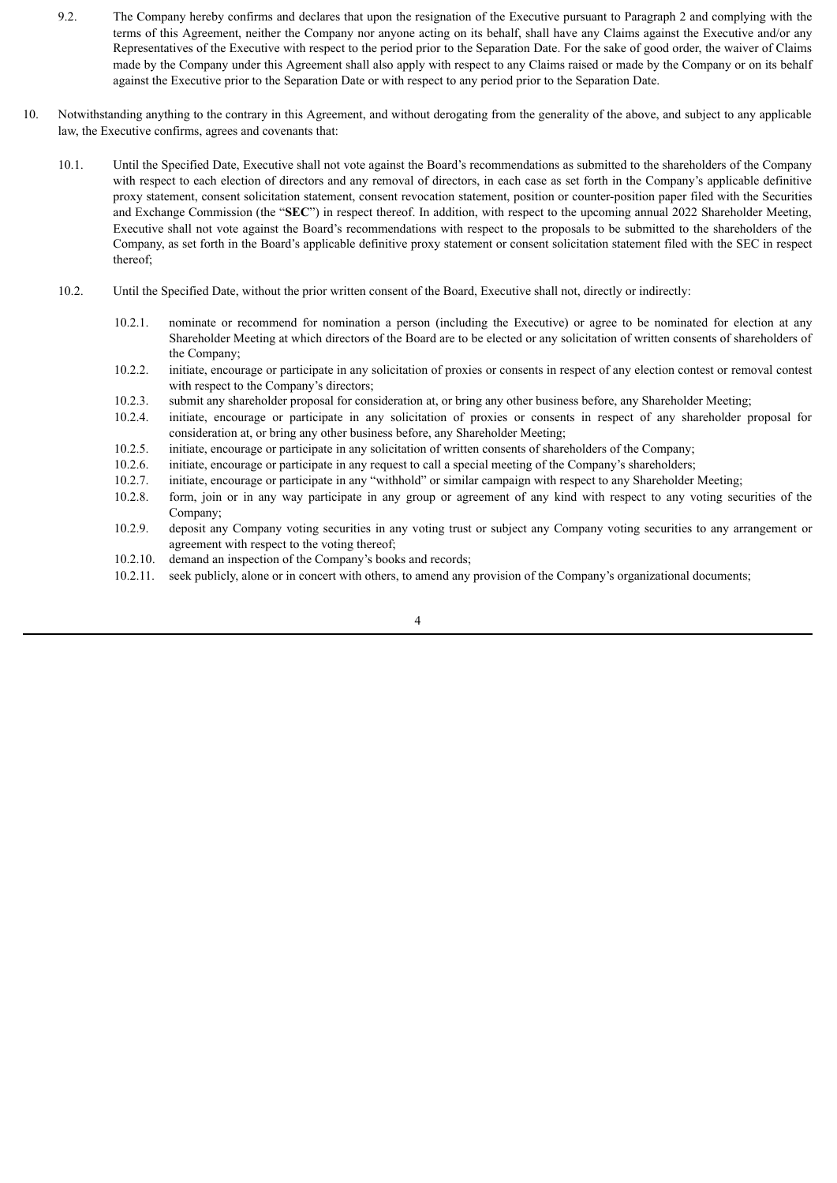9.2. The Company hereby confirms and declares that upon the resignation of the Executive pursuant to Paragraph 2 and complying with the terms of this Agreement, neither the Company nor anyone acting on its behalf, shall have any Claims against the Executive and/or any Representatives of the Executive with respect to the period prior to the Separation Date. For the sake of good order, the waiver of Claims made by the Company under this Agreement shall also apply with respect to any Claims raised or made by the Company or on its behalf against the Executive prior to the Separation Date or with respect to any period prior to the Separation Date.

10. Notwithstanding anything to the contrary in this Agreement, and without derogating from the generality of the above, and subject to any applicable law, the Executive confirms, agrees and covenants that:

10.1. Until the Specified Date, Executive shall not vote against the Board's recommendations as submitted to the shareholders of the Company with respect to each election of directors and any removal of directors, in each case as set forth in the Company's applicable definitive proxy statement, consent solicitation statement, consent revocation statement, position or counter-position paper filed with the Securities and Exchange Commission (the "**SEC**") in respect thereof. In addition, with respect to the upcoming annual 2022 Shareholder Meeting, Executive shall not vote against the Board's recommendations with respect to the proposals to be submitted to the shareholders of the Company, as set forth in the Board's applicable definitive proxy statement or consent solicitation statement filed with the SEC in respect thereof;

10.2. Until the Specified Date, without the prior written consent of the Board, Executive shall not, directly or indirectly:

10.2.1. nominate or recommend for nomination a person (including the Executive) or agree to be nominated for election at any Shareholder Meeting at which directors of the Board are to be elected or any solicitation of written consents of shareholders of the Company;

10.2.2. initiate, encourage or participate in any solicitation of proxies or consents in respect of any election contest or removal contest with respect to the Company's directors;

10.2.3. submit any shareholder proposal for consideration at, or bring any other business before, any Shareholder Meeting;

10.2.4. initiate, encourage or participate in any solicitation of proxies or consents in respect of any shareholder proposal for consideration at, or bring any other business before, any Shareholder Meeting;

10.2.5. initiate, encourage or participate in any solicitation of written consents of shareholders of the Company;

10.2.6. initiate, encourage or participate in any request to call a special meeting of the Company's shareholders;

10.2.7. initiate, encourage or participate in any "withhold" or similar campaign with respect to any Shareholder Meeting;

10.2.8. form, join or in any way participate in any group or agreement of any kind with respect to any voting securities of the Company;

10.2.9. deposit any Company voting securities in any voting trust or subject any Company voting securities to any arrangement or agreement with respect to the voting thereof;

10.2.10. demand an inspection of the Company's books and records;

10.2.11. seek publicly, alone or in concert with others, to amend any provision of the Company's organizational documents;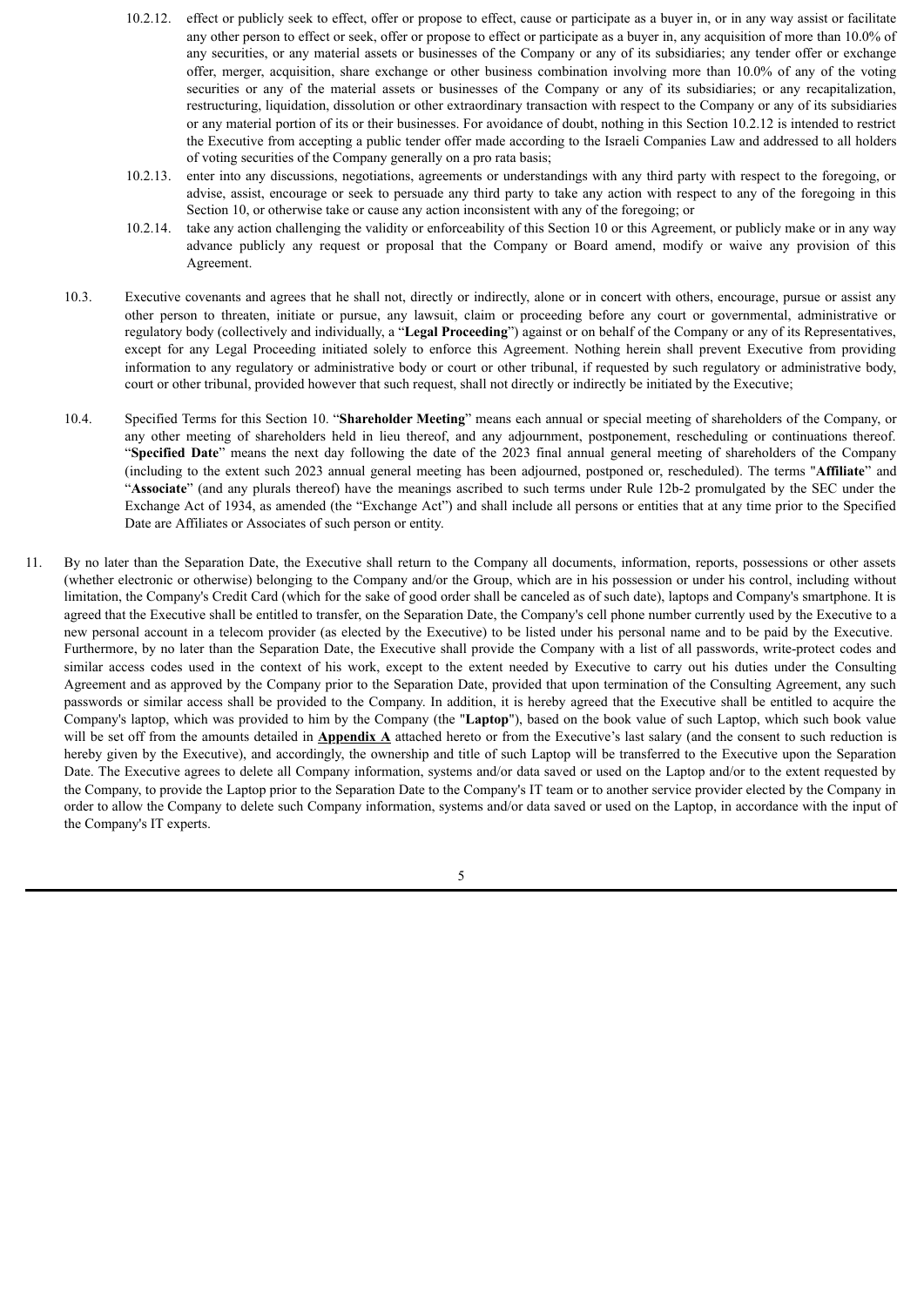10.2.12. effect or publicly seek to effect, offer or propose to effect, cause or participate as a buyer in, or in any way assist or facilitate any other person to effect or seek, offer or propose to effect or participate as a buyer in, any acquisition of more than 10.0% of any securities, or any material assets or businesses of the Company or any of its subsidiaries; any tender offer or exchange offer, merger, acquisition, share exchange or other business combination involving more than 10.0% of any of the voting securities or any of the material assets or businesses of the Company or any of its subsidiaries; or any recapitalization, restructuring, liquidation, dissolution or other extraordinary transaction with respect to the Company or any of its subsidiaries or any material portion of its or their businesses. For avoidance of doubt, nothing in this Section 10.2.12 is intended to restrict the Executive from accepting a public tender offer made according to the Israeli Companies Law and addressed to all holders of voting securities of the Company generally on a pro rata basis;

10.2.13. enter into any discussions, negotiations, agreements or understandings with any third party with respect to the foregoing, or advise, assist, encourage or seek to persuade any third party to take any action with respect to any of the foregoing in this Section 10, or otherwise take or cause any action inconsistent with any of the foregoing; or

10.2.14. take any action challenging the validity or enforceability of this Section 10 or this Agreement, or publicly make or in any way advance publicly any request or proposal that the Company or Board amend, modify or waive any provision of this Agreement.

10.3. Executive covenants and agrees that he shall not, directly or indirectly, alone or in concert with others, encourage, pursue or assist any other person to threaten, initiate or pursue, any lawsuit, claim or proceeding before any court or governmental, administrative or regulatory body (collectively and individually, a "**Legal Proceeding**") against or on behalf of the Company or any of its Representatives, except for any Legal Proceeding initiated solely to enforce this Agreement. Nothing herein shall prevent Executive from providing information to any regulatory or administrative body or court or other tribunal, if requested by such regulatory or administrative body, court or other tribunal, provided however that such request, shall not directly or indirectly be initiated by the Executive;

10.4. Specified Terms for this Section 10. "**Shareholder Meeting**" means each annual or special meeting of shareholders of the Company, or any other meeting of shareholders held in lieu thereof, and any adjournment, postponement, rescheduling or continuations thereof. "**Specified Date**" means the next day following the date of the 2023 final annual general meeting of shareholders of the Company (including to the extent such 2023 annual general meeting has been adjourned, postponed or, rescheduled). The terms "**Affiliate**" and "**Associate**" (and any plurals thereof) have the meanings ascribed to such terms under Rule 12b-2 promulgated by the SEC under the Exchange Act of 1934, as amended (the "Exchange Act") and shall include all persons or entities that at any time prior to the Specified Date are Affiliates or Associates of such person or entity.

11. By no later than the Separation Date, the Executive shall return to the Company all documents, information, reports, possessions or other assets (whether electronic or otherwise) belonging to the Company and/or the Group, which are in his possession or under his control, including without limitation, the Company's Credit Card (which for the sake of good order shall be canceled as of such date), laptops and Company's smartphone. It is agreed that the Executive shall be entitled to transfer, on the Separation Date, the Company's cell phone number currently used by the Executive to a new personal account in a telecom provider (as elected by the Executive) to be listed under his personal name and to be paid by the Executive. Furthermore, by no later than the Separation Date, the Executive shall provide the Company with a list of all passwords, write-protect codes and similar access codes used in the context of his work, except to the extent needed by Executive to carry out his duties under the Consulting Agreement and as approved by the Company prior to the Separation Date, provided that upon termination of the Consulting Agreement, any such passwords or similar access shall be provided to the Company. In addition, it is hereby agreed that the Executive shall be entitled to acquire the Company's laptop, which was provided to him by the Company (the "**Laptop**"), based on the book value of such Laptop, which such book value will be set off from the amounts detailed in **Appendix A** attached hereto or from the Executive's last salary (and the consent to such reduction is hereby given by the Executive), and accordingly, the ownership and title of such Laptop will be transferred to the Executive upon the Separation Date. The Executive agrees to delete all Company information, systems and/or data saved or used on the Laptop and/or to the extent requested by the Company, to provide the Laptop prior to the Separation Date to the Company's IT team or to another service provider elected by the Company in order to allow the Company to delete such Company information, systems and/or data saved or used on the Laptop, in accordance with the input of the Company's IT experts.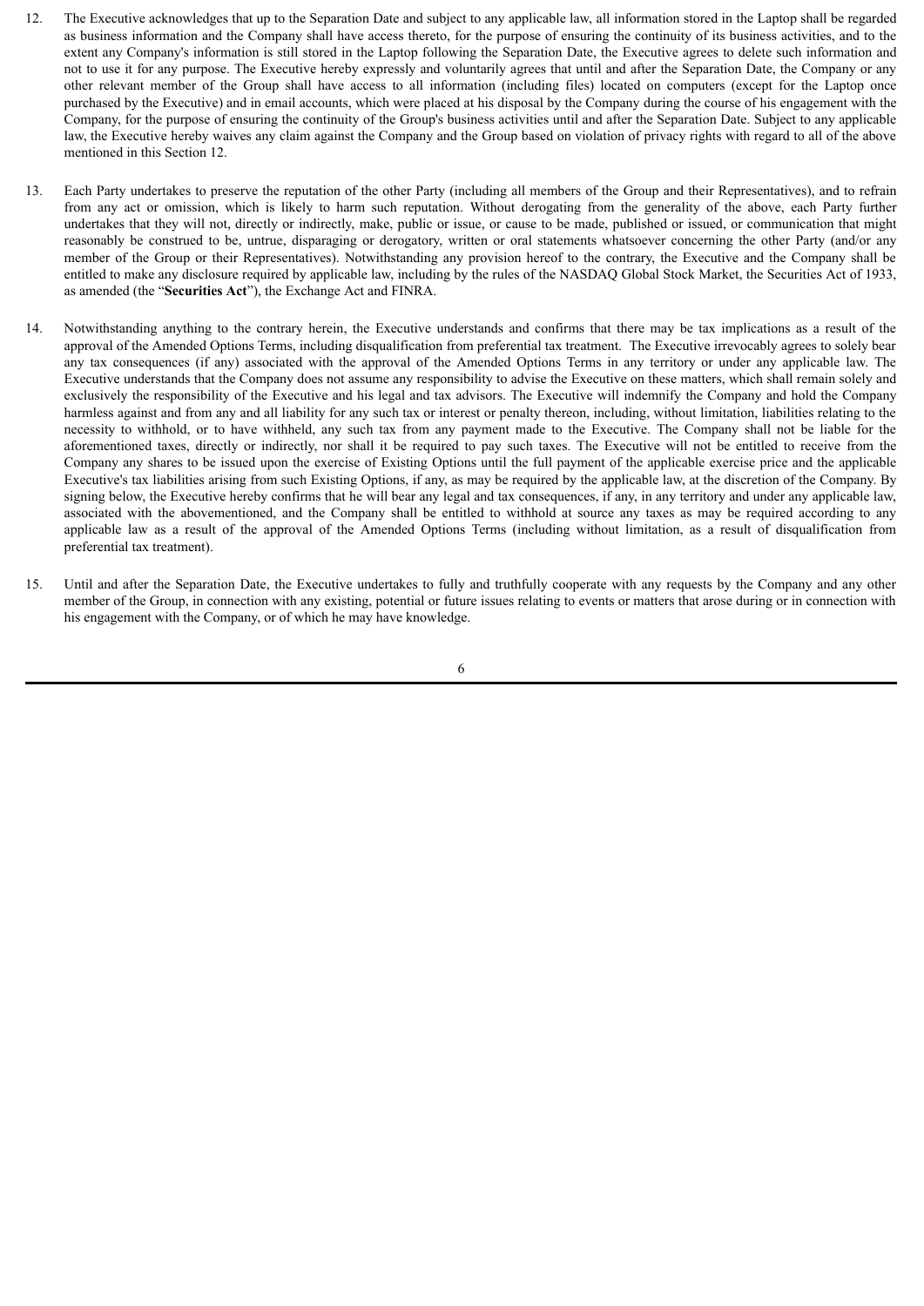12. The Executive acknowledges that up to the Separation Date and subject to any applicable law, all information stored in the Laptop shall be regarded as business information and the Company shall have access thereto, for the purpose of ensuring the continuity of its business activities, and to the extent any Company's information is still stored in the Laptop following the Separation Date, the Executive agrees to delete such information and not to use it for any purpose. The Executive hereby expressly and voluntarily agrees that until and after the Separation Date, the Company or any other relevant member of the Group shall have access to all information (including files) located on computers (except for the Laptop once purchased by the Executive) and in email accounts, which were placed at his disposal by the Company during the course of his engagement with the Company, for the purpose of ensuring the continuity of the Group's business activities until and after the Separation Date. Subject to any applicable law, the Executive hereby waives any claim against the Company and the Group based on violation of privacy rights with regard to all of the above mentioned in this Section 12.

13. Each Party undertakes to preserve the reputation of the other Party (including all members of the Group and their Representatives), and to refrain from any act or omission, which is likely to harm such reputation. Without derogating from the generality of the above, each Party further undertakes that they will not, directly or indirectly, make, public or issue, or cause to be made, published or issued, or communication that might reasonably be construed to be, untrue, disparaging or derogatory, written or oral statements whatsoever concerning the other Party (and/or any member of the Group or their Representatives). Notwithstanding any provision hereof to the contrary, the Executive and the Company shall be entitled to make any disclosure required by applicable law, including by the rules of the NASDAQ Global Stock Market, the Securities Act of 1933, as amended (the "**Securities Act**"), the Exchange Act and FINRA.

14. Notwithstanding anything to the contrary herein, the Executive understands and confirms that there may be tax implications as a result of the approval of the Amended Options Terms, including disqualification from preferential tax treatment. The Executive irrevocably agrees to solely bear any tax consequences (if any) associated with the approval of the Amended Options Terms in any territory or under any applicable law. The Executive understands that the Company does not assume any responsibility to advise the Executive on these matters, which shall remain solely and exclusively the responsibility of the Executive and his legal and tax advisors. The Executive will indemnify the Company and hold the Company harmless against and from any and all liability for any such tax or interest or penalty thereon, including, without limitation, liabilities relating to the necessity to withhold, or to have withheld, any such tax from any payment made to the Executive. The Company shall not be liable for the aforementioned taxes, directly or indirectly, nor shall it be required to pay such taxes. The Executive will not be entitled to receive from the Company any shares to be issued upon the exercise of Existing Options until the full payment of the applicable exercise price and the applicable Executive's tax liabilities arising from such Existing Options, if any, as may be required by the applicable law, at the discretion of the Company. By signing below, the Executive hereby confirms that he will bear any legal and tax consequences, if any, in any territory and under any applicable law, associated with the abovementioned, and the Company shall be entitled to withhold at source any taxes as may be required according to any applicable law as a result of the approval of the Amended Options Terms (including without limitation, as a result of disqualification from preferential tax treatment).

15. Until and after the Separation Date, the Executive undertakes to fully and truthfully cooperate with any requests by the Company and any other member of the Group, in connection with any existing, potential or future issues relating to events or matters that arose during or in connection with his engagement with the Company, or of which he may have knowledge.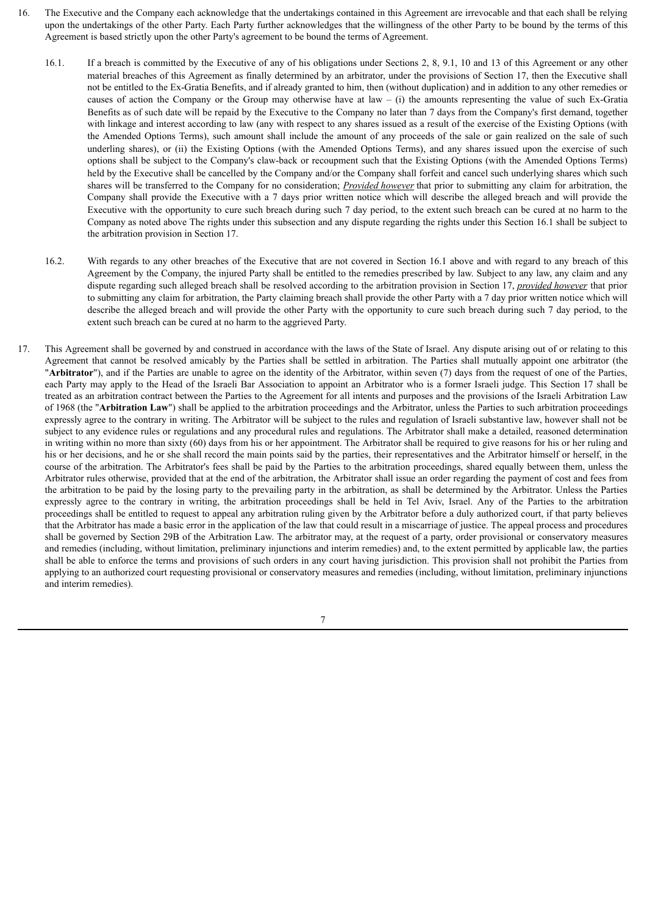16. The Executive and the Company each acknowledge that the undertakings contained in this Agreement are irrevocable and that each shall be relying upon the undertakings of the other Party. Each Party further acknowledges that the willingness of the other Party to be bound by the terms of this Agreement is based strictly upon the other Party's agreement to be bound the terms of Agreement.

   16.1. If a breach is committed by the Executive of any of his obligations under Sections 2, 8, 9.1, 10 and 13 of this Agreement or any other material breaches of this Agreement as finally determined by an arbitrator, under the provisions of Section 17, then the Executive shall not be entitled to the Ex-Gratia Benefits, and if already granted to him, then (without duplication) and in addition to any other remedies or causes of action the Company or the Group may otherwise have at law – (i) the amounts representing the value of such Ex-Gratia Benefits as of such date will be repaid by the Executive to the Company no later than 7 days from the Company's first demand, together with linkage and interest according to law (any with respect to any shares issued as a result of the exercise of the Existing Options (with the Amended Options Terms), such amount shall include the amount of any proceeds of the sale or gain realized on the sale of such underling shares), or (ii) the Existing Options (with the Amended Options Terms), and any shares issued upon the exercise of such options shall be subject to the Company's claw-back or recoupment such that the Existing Options (with the Amended Options Terms) held by the Executive shall be cancelled by the Company and/or the Company shall forfeit and cancel such underlying shares which such shares will be transferred to the Company for no consideration; *Provided however* that prior to submitting any claim for arbitration, the Company shall provide the Executive with a 7 days prior written notice which will describe the alleged breach and will provide the Executive with the opportunity to cure such breach during such 7 day period, to the extent such breach can be cured at no harm to the Company as noted above The rights under this subsection and any dispute regarding the rights under this Section 16.1 shall be subject to the arbitration provision in Section 17.

   16.2. With regards to any other breaches of the Executive that are not covered in Section 16.1 above and with regard to any breach of this Agreement by the Company, the injured Party shall be entitled to the remedies prescribed by law. Subject to any law, any claim and any dispute regarding such alleged breach shall be resolved according to the arbitration provision in Section 17, *provided however* that prior to submitting any claim for arbitration, the Party claiming breach shall provide the other Party with a 7 day prior written notice which will describe the alleged breach and will provide the other Party with the opportunity to cure such breach during such 7 day period, to the extent such breach can be cured at no harm to the aggrieved Party.

17. This Agreement shall be governed by and construed in accordance with the laws of the State of Israel. Any dispute arising out of or relating to this Agreement that cannot be resolved amicably by the Parties shall be settled in arbitration. The Parties shall mutually appoint one arbitrator (the "**Arbitrator**"), and if the Parties are unable to agree on the identity of the Arbitrator, within seven (7) days from the request of one of the Parties, each Party may apply to the Head of the Israeli Bar Association to appoint an Arbitrator who is a former Israeli judge. This Section 17 shall be treated as an arbitration contract between the Parties to the Agreement for all intents and purposes and the provisions of the Israeli Arbitration Law of 1968 (the "**Arbitration Law**") shall be applied to the arbitration proceedings and the Arbitrator, unless the Parties to such arbitration proceedings expressly agree to the contrary in writing. The Arbitrator will be subject to the rules and regulation of Israeli substantive law, however shall not be subject to any evidence rules or regulations and any procedural rules and regulations. The Arbitrator shall make a detailed, reasoned determination in writing within no more than sixty (60) days from his or her appointment. The Arbitrator shall be required to give reasons for his or her ruling and his or her decisions, and he or she shall record the main points said by the parties, their representatives and the Arbitrator himself or herself, in the course of the arbitration. The Arbitrator's fees shall be paid by the Parties to the arbitration proceedings, shared equally between them, unless the Arbitrator rules otherwise, provided that at the end of the arbitration, the Arbitrator shall issue an order regarding the payment of cost and fees from the arbitration to be paid by the losing party to the prevailing party in the arbitration, as shall be determined by the Arbitrator. Unless the Parties expressly agree to the contrary in writing, the arbitration proceedings shall be held in Tel Aviv, Israel. Any of the Parties to the arbitration proceedings shall be entitled to request to appeal any arbitration ruling given by the Arbitrator before a duly authorized court, if that party believes that the Arbitrator has made a basic error in the application of the law that could result in a miscarriage of justice. The appeal process and procedures shall be governed by Section 29B of the Arbitration Law. The arbitrator may, at the request of a party, order provisional or conservatory measures and remedies (including, without limitation, preliminary injunctions and interim remedies) and, to the extent permitted by applicable law, the parties shall be able to enforce the terms and provisions of such orders in any court having jurisdiction. This provision shall not prohibit the Parties from applying to an authorized court requesting provisional or conservatory measures and remedies (including, without limitation, preliminary injunctions and interim remedies).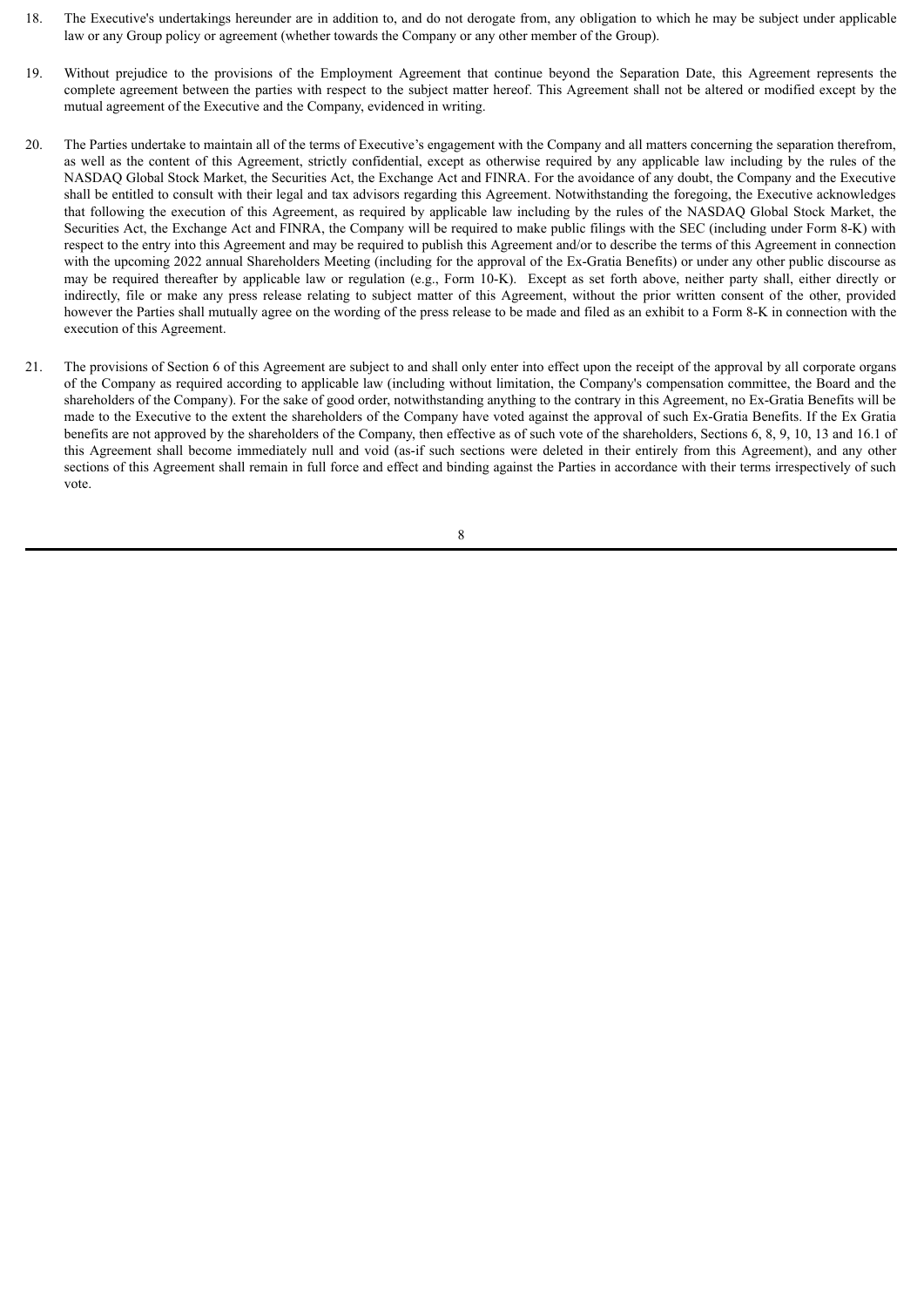18. The Executive's undertakings hereunder are in addition to, and do not derogate from, any obligation to which he may be subject under applicable law or any Group policy or agreement (whether towards the Company or any other member of the Group).

19. Without prejudice to the provisions of the Employment Agreement that continue beyond the Separation Date, this Agreement represents the complete agreement between the parties with respect to the subject matter hereof. This Agreement shall not be altered or modified except by the mutual agreement of the Executive and the Company, evidenced in writing.

20. The Parties undertake to maintain all of the terms of Executive's engagement with the Company and all matters concerning the separation therefrom, as well as the content of this Agreement, strictly confidential, except as otherwise required by any applicable law including by the rules of the NASDAQ Global Stock Market, the Securities Act, the Exchange Act and FINRA. For the avoidance of any doubt, the Company and the Executive shall be entitled to consult with their legal and tax advisors regarding this Agreement. Notwithstanding the foregoing, the Executive acknowledges that following the execution of this Agreement, as required by applicable law including by the rules of the NASDAQ Global Stock Market, the Securities Act, the Exchange Act and FINRA, the Company will be required to make public filings with the SEC (including under Form 8-K) with respect to the entry into this Agreement and may be required to publish this Agreement and/or to describe the terms of this Agreement in connection with the upcoming 2022 annual Shareholders Meeting (including for the approval of the Ex-Gratia Benefits) or under any other public discourse as may be required thereafter by applicable law or regulation (e.g., Form 10-K). Except as set forth above, neither party shall, either directly or indirectly, file or make any press release relating to subject matter of this Agreement, without the prior written consent of the other, provided however the Parties shall mutually agree on the wording of the press release to be made and filed as an exhibit to a Form 8-K in connection with the execution of this Agreement.

21. The provisions of Section 6 of this Agreement are subject to and shall only enter into effect upon the receipt of the approval by all corporate organs of the Company as required according to applicable law (including without limitation, the Company's compensation committee, the Board and the shareholders of the Company). For the sake of good order, notwithstanding anything to the contrary in this Agreement, no Ex-Gratia Benefits will be made to the Executive to the extent the shareholders of the Company have voted against the approval of such Ex-Gratia Benefits. If the Ex Gratia benefits are not approved by the shareholders of the Company, then effective as of such vote of the shareholders, Sections 6, 8, 9, 10, 13 and 16.1 of this Agreement shall become immediately null and void (as-if such sections were deleted in their entirely from this Agreement), and any other sections of this Agreement shall remain in full force and effect and binding against the Parties in accordance with their terms irrespectively of such vote.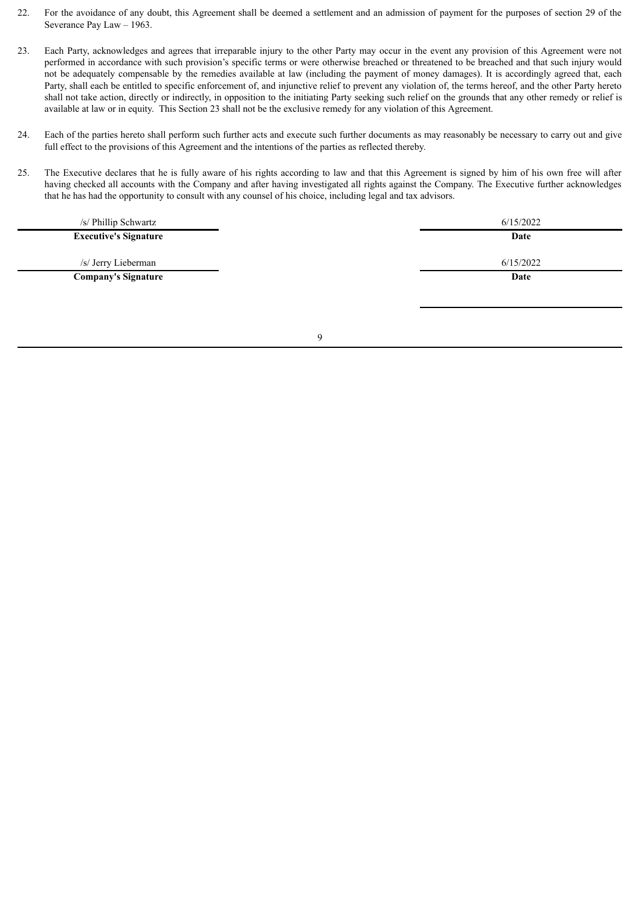22. For the avoidance of any doubt, this Agreement shall be deemed a settlement and an admission of payment for the purposes of section 29 of the Severance Pay Law – 1963.

23. Each Party, acknowledges and agrees that irreparable injury to the other Party may occur in the event any provision of this Agreement were not performed in accordance with such provision's specific terms or were otherwise breached or threatened to be breached and that such injury would not be adequately compensable by the remedies available at law (including the payment of money damages). It is accordingly agreed that, each Party, shall each be entitled to specific enforcement of, and injunctive relief to prevent any violation of, the terms hereof, and the other Party hereto shall not take action, directly or indirectly, in opposition to the initiating Party seeking such relief on the grounds that any other remedy or relief is available at law or in equity. This Section 23 shall not be the exclusive remedy for any violation of this Agreement.

24. Each of the parties hereto shall perform such further acts and execute such further documents as may reasonably be necessary to carry out and give full effect to the provisions of this Agreement and the intentions of the parties as reflected thereby.

25. The Executive declares that he is fully aware of his rights according to law and that this Agreement is signed by him of his own free will after having checked all accounts with the Company and after having investigated all rights against the Company. The Executive further acknowledges that he has had the opportunity to consult with any counsel of his choice, including legal and tax advisors.

| /s/ Phillip Schwartz | 6/15/2022 |
|---|---|
| **Executive's Signature** | **Date** |
| /s/ Jerry Lieberman | 6/15/2022 |
| **Company's Signature** | **Date** |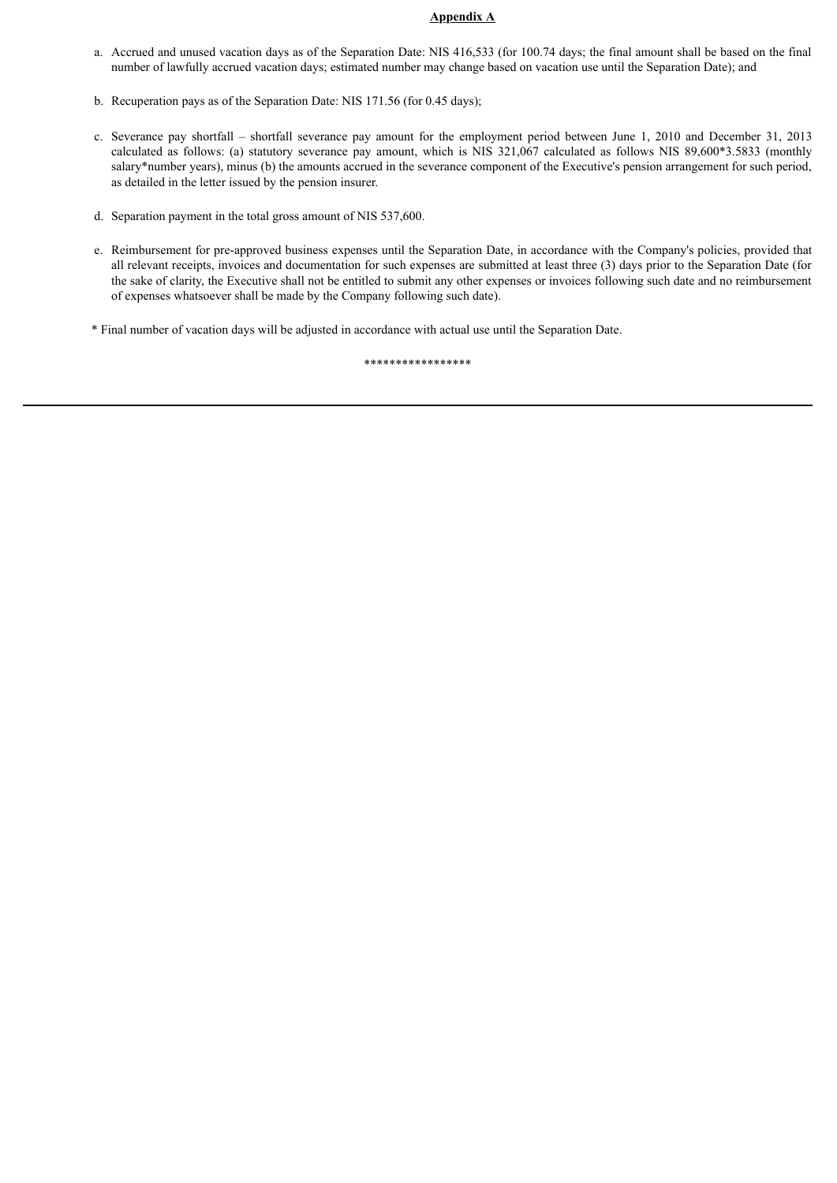## Appendix A

a. Accrued and unused vacation days as of the Separation Date: NIS 416,533 (for 100.74 days; the final amount shall be based on the final number of lawfully accrued vacation days; estimated number may change based on vacation use until the Separation Date); and

b. Recuperation pays as of the Separation Date: NIS 171.56 (for 0.45 days);

c. Severance pay shortfall – shortfall severance pay amount for the employment period between June 1, 2010 and December 31, 2013 calculated as follows: (a) statutory severance pay amount, which is NIS 321,067 calculated as follows NIS 89,600*3.5833 (monthly salary*number years), minus (b) the amounts accrued in the severance component of the Executive's pension arrangement for such period, as detailed in the letter issued by the pension insurer.

d. Separation payment in the total gross amount of NIS 537,600.

e. Reimbursement for pre-approved business expenses until the Separation Date, in accordance with the Company's policies, provided that all relevant receipts, invoices and documentation for such expenses are submitted at least three (3) days prior to the Separation Date (for the sake of clarity, the Executive shall not be entitled to submit any other expenses or invoices following such date and no reimbursement of expenses whatsoever shall be made by the Company following such date).

\* Final number of vacation days will be adjusted in accordance with actual use until the Separation Date.

\*\*\*\*\*\*\*\*\*\*\*\*\*\*\*\*\*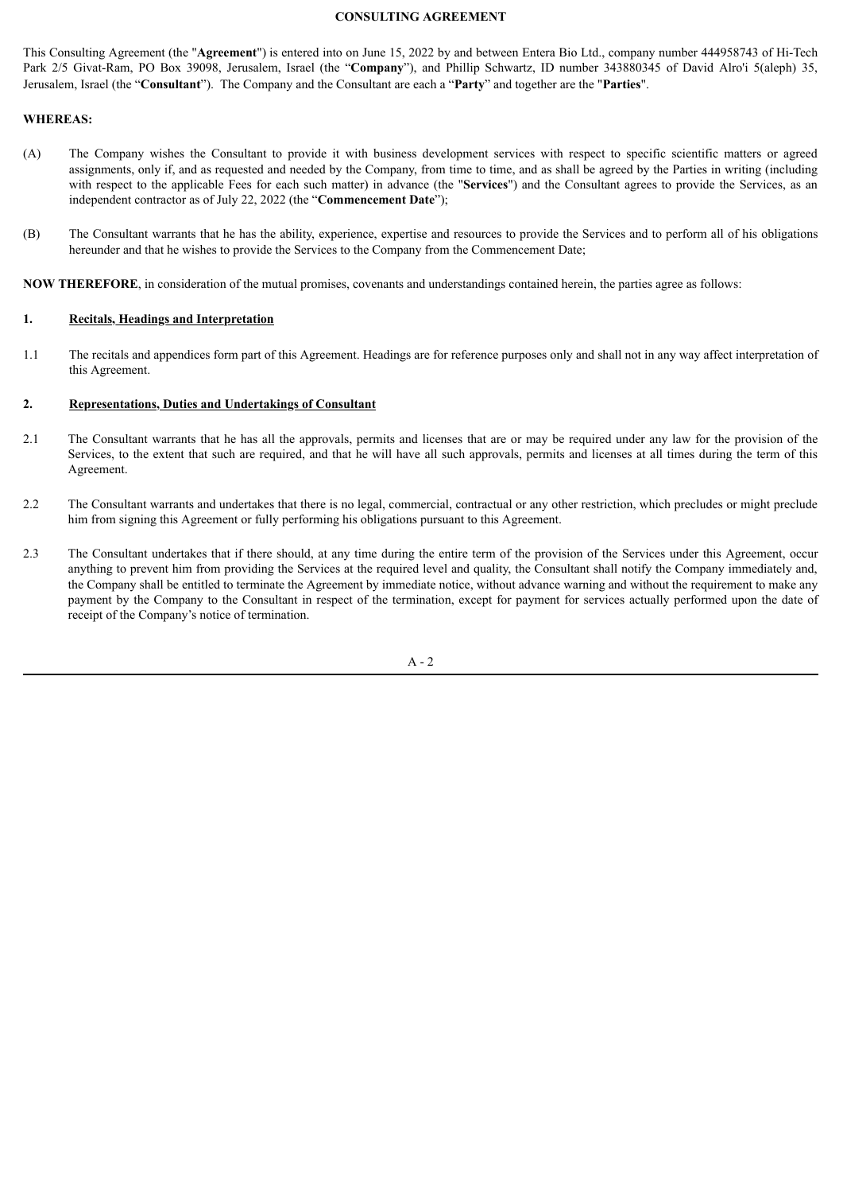# CONSULTING AGREEMENT

This Consulting Agreement (the "**Agreement**") is entered into on June 15, 2022 by and between Entera Bio Ltd., company number 444958743 of Hi-Tech Park 2/5 Givat-Ram, PO Box 39098, Jerusalem, Israel (the "**Company**"), and Phillip Schwartz, ID number 343880345 of David Alro'i 5(aleph) 35, Jerusalem, Israel (the "**Consultant**"). The Company and the Consultant are each a "**Party**" and together are the "**Parties**".

**WHEREAS:**

(A) The Company wishes the Consultant to provide it with business development services with respect to specific scientific matters or agreed assignments, only if, and as requested and needed by the Company, from time to time, and as shall be agreed by the Parties in writing (including with respect to the applicable Fees for each such matter) in advance (the "**Services**") and the Consultant agrees to provide the Services, as an independent contractor as of July 22, 2022 (the "**Commencement Date**");

(B) The Consultant warrants that he has the ability, experience, expertise and resources to provide the Services and to perform all of his obligations hereunder and that he wishes to provide the Services to the Company from the Commencement Date;

**NOW THEREFORE**, in consideration of the mutual promises, covenants and understandings contained herein, the parties agree as follows:

## 1. Recitals, Headings and Interpretation

1.1 The recitals and appendices form part of this Agreement. Headings are for reference purposes only and shall not in any way affect interpretation of this Agreement.

## 2. Representations, Duties and Undertakings of Consultant

2.1 The Consultant warrants that he has all the approvals, permits and licenses that are or may be required under any law for the provision of the Services, to the extent that such are required, and that he will have all such approvals, permits and licenses at all times during the term of this Agreement.

2.2 The Consultant warrants and undertakes that there is no legal, commercial, contractual or any other restriction, which precludes or might preclude him from signing this Agreement or fully performing his obligations pursuant to this Agreement.

2.3 The Consultant undertakes that if there should, at any time during the entire term of the provision of the Services under this Agreement, occur anything to prevent him from providing the Services at the required level and quality, the Consultant shall notify the Company immediately and, the Company shall be entitled to terminate the Agreement by immediate notice, without advance warning and without the requirement to make any payment by the Company to the Consultant in respect of the termination, except for payment for services actually performed upon the date of receipt of the Company's notice of termination.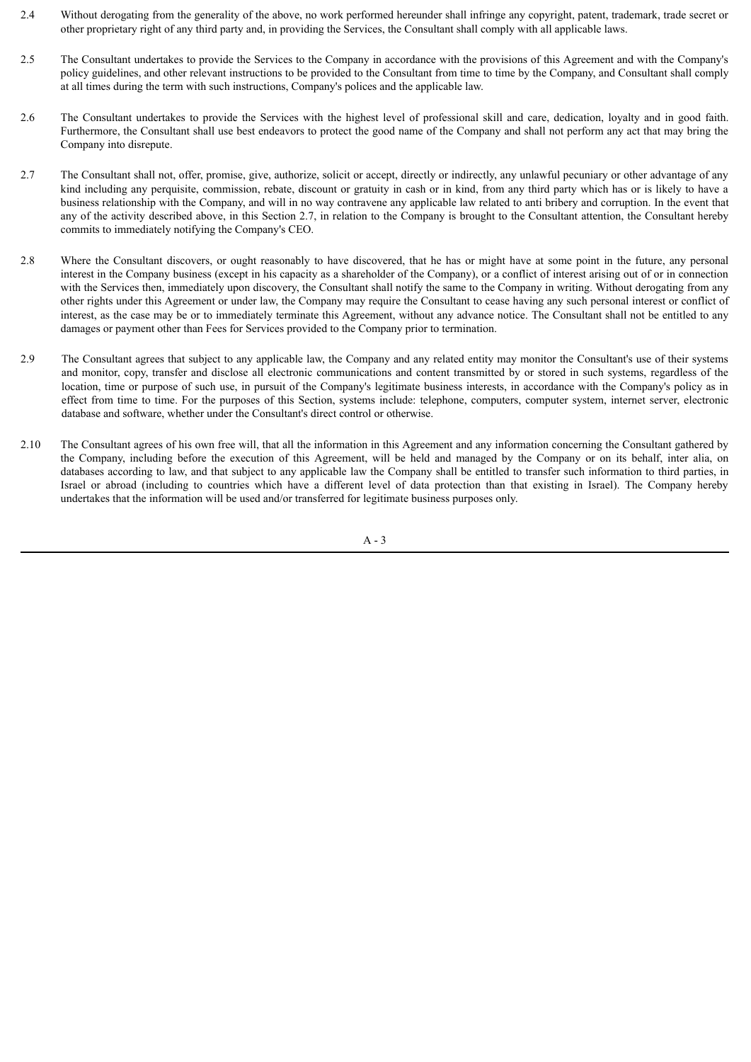2.4 Without derogating from the generality of the above, no work performed hereunder shall infringe any copyright, patent, trademark, trade secret or other proprietary right of any third party and, in providing the Services, the Consultant shall comply with all applicable laws.

2.5 The Consultant undertakes to provide the Services to the Company in accordance with the provisions of this Agreement and with the Company's policy guidelines, and other relevant instructions to be provided to the Consultant from time to time by the Company, and Consultant shall comply at all times during the term with such instructions, Company's polices and the applicable law.

2.6 The Consultant undertakes to provide the Services with the highest level of professional skill and care, dedication, loyalty and in good faith. Furthermore, the Consultant shall use best endeavors to protect the good name of the Company and shall not perform any act that may bring the Company into disrepute.

2.7 The Consultant shall not, offer, promise, give, authorize, solicit or accept, directly or indirectly, any unlawful pecuniary or other advantage of any kind including any perquisite, commission, rebate, discount or gratuity in cash or in kind, from any third party which has or is likely to have a business relationship with the Company, and will in no way contravene any applicable law related to anti bribery and corruption. In the event that any of the activity described above, in this Section 2.7, in relation to the Company is brought to the Consultant attention, the Consultant hereby commits to immediately notifying the Company's CEO.

2.8 Where the Consultant discovers, or ought reasonably to have discovered, that he has or might have at some point in the future, any personal interest in the Company business (except in his capacity as a shareholder of the Company), or a conflict of interest arising out of or in connection with the Services then, immediately upon discovery, the Consultant shall notify the same to the Company in writing. Without derogating from any other rights under this Agreement or under law, the Company may require the Consultant to cease having any such personal interest or conflict of interest, as the case may be or to immediately terminate this Agreement, without any advance notice. The Consultant shall not be entitled to any damages or payment other than Fees for Services provided to the Company prior to termination.

2.9 The Consultant agrees that subject to any applicable law, the Company and any related entity may monitor the Consultant's use of their systems and monitor, copy, transfer and disclose all electronic communications and content transmitted by or stored in such systems, regardless of the location, time or purpose of such use, in pursuit of the Company's legitimate business interests, in accordance with the Company's policy as in effect from time to time. For the purposes of this Section, systems include: telephone, computers, computer system, internet server, electronic database and software, whether under the Consultant's direct control or otherwise.

2.10 The Consultant agrees of his own free will, that all the information in this Agreement and any information concerning the Consultant gathered by the Company, including before the execution of this Agreement, will be held and managed by the Company or on its behalf, inter alia, on databases according to law, and that subject to any applicable law the Company shall be entitled to transfer such information to third parties, in Israel or abroad (including to countries which have a different level of data protection than that existing in Israel). The Company hereby undertakes that the information will be used and/or transferred for legitimate business purposes only.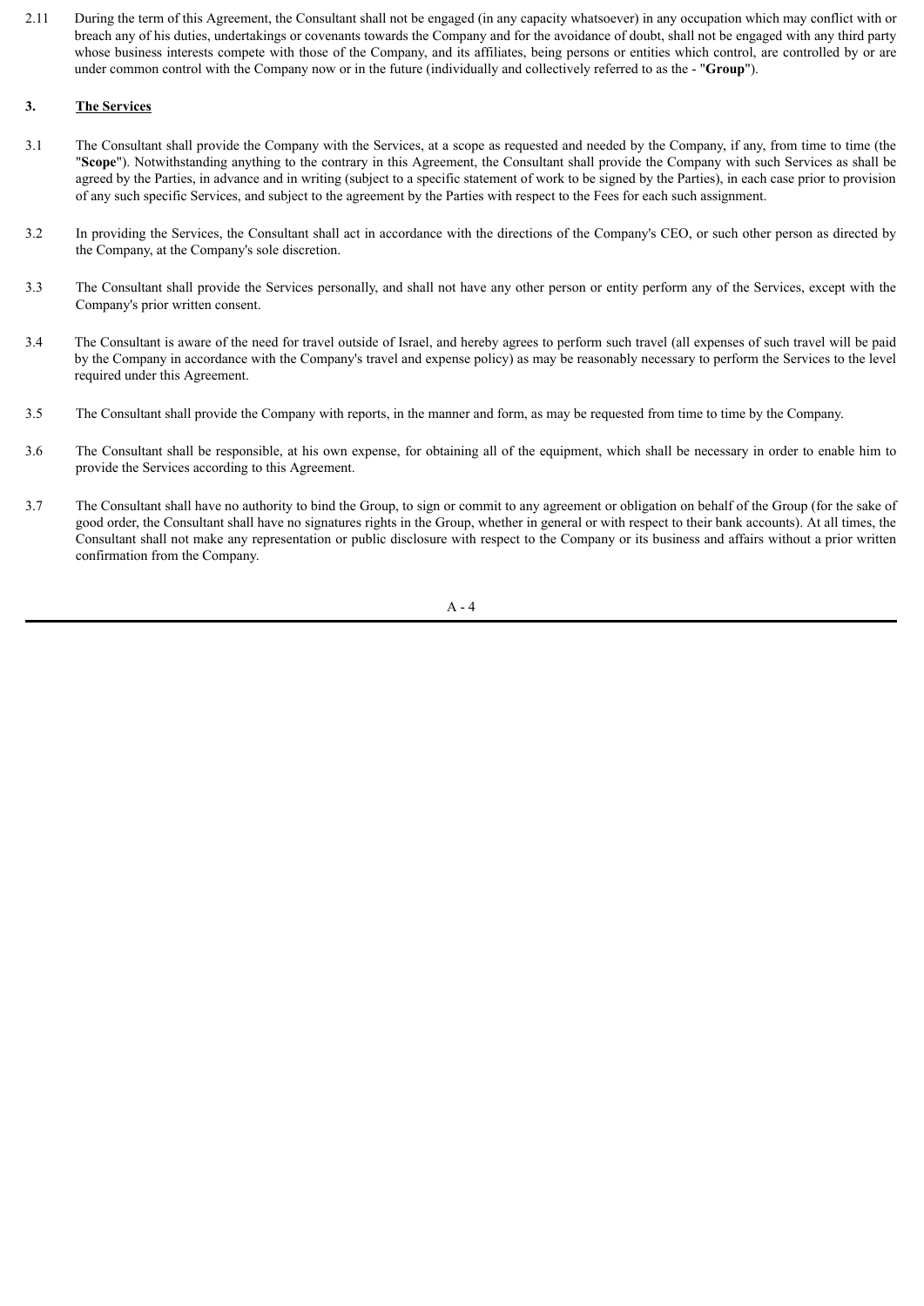2.11 During the term of this Agreement, the Consultant shall not be engaged (in any capacity whatsoever) in any occupation which may conflict with or breach any of his duties, undertakings or covenants towards the Company and for the avoidance of doubt, shall not be engaged with any third party whose business interests compete with those of the Company, and its affiliates, being persons or entities which control, are controlled by or are under common control with the Company now or in the future (individually and collectively referred to as the - "**Group**").

## 3. <u>The Services</u>

3.1 The Consultant shall provide the Company with the Services, at a scope as requested and needed by the Company, if any, from time to time (the "**Scope**"). Notwithstanding anything to the contrary in this Agreement, the Consultant shall provide the Company with such Services as shall be agreed by the Parties, in advance and in writing (subject to a specific statement of work to be signed by the Parties), in each case prior to provision of any such specific Services, and subject to the agreement by the Parties with respect to the Fees for each such assignment.

3.2 In providing the Services, the Consultant shall act in accordance with the directions of the Company's CEO, or such other person as directed by the Company, at the Company's sole discretion.

3.3 The Consultant shall provide the Services personally, and shall not have any other person or entity perform any of the Services, except with the Company's prior written consent.

3.4 The Consultant is aware of the need for travel outside of Israel, and hereby agrees to perform such travel (all expenses of such travel will be paid by the Company in accordance with the Company's travel and expense policy) as may be reasonably necessary to perform the Services to the level required under this Agreement.

3.5 The Consultant shall provide the Company with reports, in the manner and form, as may be requested from time to time by the Company.

3.6 The Consultant shall be responsible, at his own expense, for obtaining all of the equipment, which shall be necessary in order to enable him to provide the Services according to this Agreement.

3.7 The Consultant shall have no authority to bind the Group, to sign or commit to any agreement or obligation on behalf of the Group (for the sake of good order, the Consultant shall have no signatures rights in the Group, whether in general or with respect to their bank accounts). At all times, the Consultant shall not make any representation or public disclosure with respect to the Company or its business and affairs without a prior written confirmation from the Company.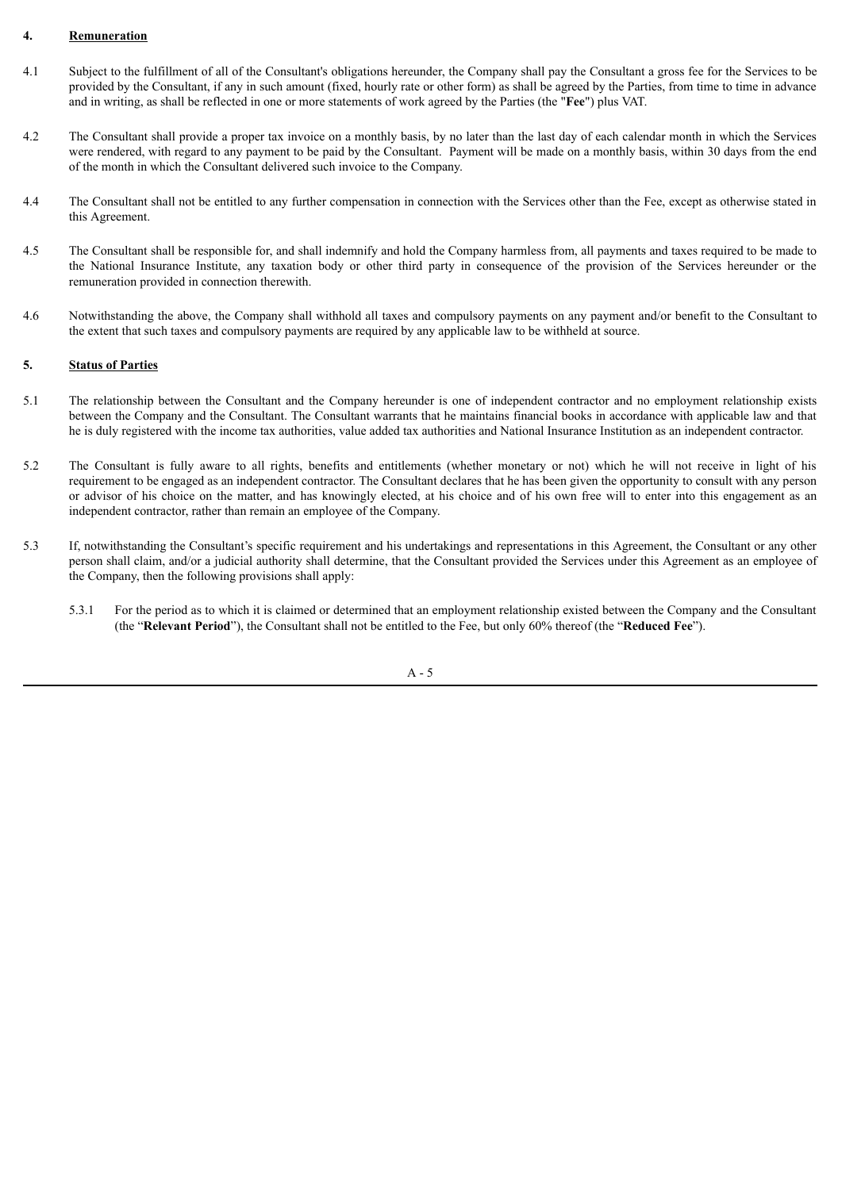## 4. Remuneration

4.1 Subject to the fulfillment of all of the Consultant's obligations hereunder, the Company shall pay the Consultant a gross fee for the Services to be provided by the Consultant, if any in such amount (fixed, hourly rate or other form) as shall be agreed by the Parties, from time to time in advance and in writing, as shall be reflected in one or more statements of work agreed by the Parties (the "**Fee**") plus VAT.

4.2 The Consultant shall provide a proper tax invoice on a monthly basis, by no later than the last day of each calendar month in which the Services were rendered, with regard to any payment to be paid by the Consultant. Payment will be made on a monthly basis, within 30 days from the end of the month in which the Consultant delivered such invoice to the Company.

4.4 The Consultant shall not be entitled to any further compensation in connection with the Services other than the Fee, except as otherwise stated in this Agreement.

4.5 The Consultant shall be responsible for, and shall indemnify and hold the Company harmless from, all payments and taxes required to be made to the National Insurance Institute, any taxation body or other third party in consequence of the provision of the Services hereunder or the remuneration provided in connection therewith.

4.6 Notwithstanding the above, the Company shall withhold all taxes and compulsory payments on any payment and/or benefit to the Consultant to the extent that such taxes and compulsory payments are required by any applicable law to be withheld at source.

## 5. Status of Parties

5.1 The relationship between the Consultant and the Company hereunder is one of independent contractor and no employment relationship exists between the Company and the Consultant. The Consultant warrants that he maintains financial books in accordance with applicable law and that he is duly registered with the income tax authorities, value added tax authorities and National Insurance Institution as an independent contractor.

5.2 The Consultant is fully aware to all rights, benefits and entitlements (whether monetary or not) which he will not receive in light of his requirement to be engaged as an independent contractor. The Consultant declares that he has been given the opportunity to consult with any person or advisor of his choice on the matter, and has knowingly elected, at his choice and of his own free will to enter into this engagement as an independent contractor, rather than remain an employee of the Company.

5.3 If, notwithstanding the Consultant's specific requirement and his undertakings and representations in this Agreement, the Consultant or any other person shall claim, and/or a judicial authority shall determine, that the Consultant provided the Services under this Agreement as an employee of the Company, then the following provisions shall apply:

5.3.1 For the period as to which it is claimed or determined that an employment relationship existed between the Company and the Consultant (the "**Relevant Period**"), the Consultant shall not be entitled to the Fee, but only 60% thereof (the "**Reduced Fee**").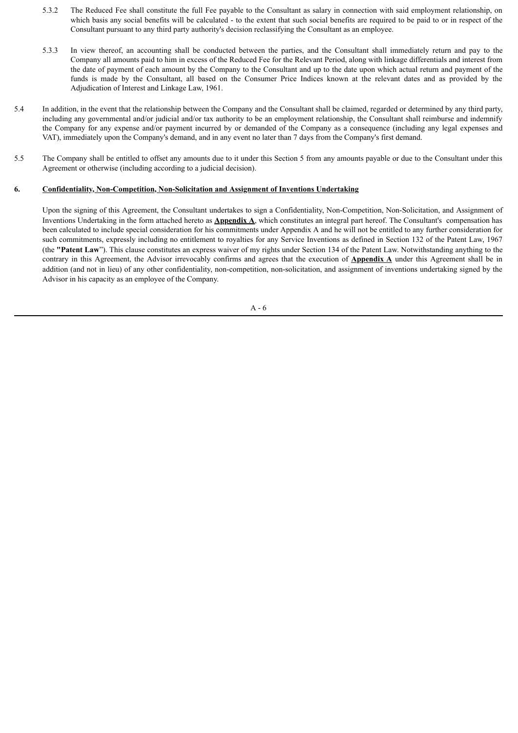5.3.2 The Reduced Fee shall constitute the full Fee payable to the Consultant as salary in connection with said employment relationship, on which basis any social benefits will be calculated - to the extent that such social benefits are required to be paid to or in respect of the Consultant pursuant to any third party authority's decision reclassifying the Consultant as an employee.

5.3.3 In view thereof, an accounting shall be conducted between the parties, and the Consultant shall immediately return and pay to the Company all amounts paid to him in excess of the Reduced Fee for the Relevant Period, along with linkage differentials and interest from the date of payment of each amount by the Company to the Consultant and up to the date upon which actual return and payment of the funds is made by the Consultant, all based on the Consumer Price Indices known at the relevant dates and as provided by the Adjudication of Interest and Linkage Law, 1961.

5.4 In addition, in the event that the relationship between the Company and the Consultant shall be claimed, regarded or determined by any third party, including any governmental and/or judicial and/or tax authority to be an employment relationship, the Consultant shall reimburse and indemnify the Company for any expense and/or payment incurred by or demanded of the Company as a consequence (including any legal expenses and VAT), immediately upon the Company's demand, and in any event no later than 7 days from the Company's first demand.

5.5 The Company shall be entitled to offset any amounts due to it under this Section 5 from any amounts payable or due to the Consultant under this Agreement or otherwise (including according to a judicial decision).

**6. Confidentiality, Non-Competition, Non-Solicitation and Assignment of Inventions Undertaking**

Upon the signing of this Agreement, the Consultant undertakes to sign a Confidentiality, Non-Competition, Non-Solicitation, and Assignment of Inventions Undertaking in the form attached hereto as **Appendix A**, which constitutes an integral part hereof. The Consultant's compensation has been calculated to include special consideration for his commitments under Appendix A and he will not be entitled to any further consideration for such commitments, expressly including no entitlement to royalties for any Service Inventions as defined in Section 132 of the Patent Law, 1967 (the **"Patent Law"**). This clause constitutes an express waiver of my rights under Section 134 of the Patent Law. Notwithstanding anything to the contrary in this Agreement, the Advisor irrevocably confirms and agrees that the execution of **Appendix A** under this Agreement shall be in addition (and not in lieu) of any other confidentiality, non-competition, non-solicitation, and assignment of inventions undertaking signed by the Advisor in his capacity as an employee of the Company.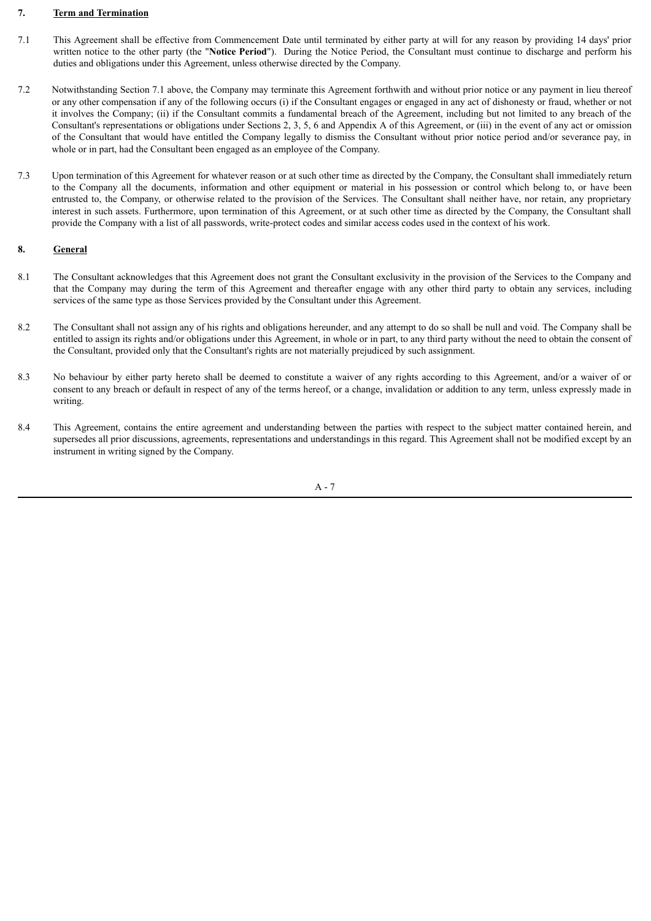## 7. Term and Termination

7.1 This Agreement shall be effective from Commencement Date until terminated by either party at will for any reason by providing 14 days' prior written notice to the other party (the "**Notice Period**"). During the Notice Period, the Consultant must continue to discharge and perform his duties and obligations under this Agreement, unless otherwise directed by the Company.

7.2 Notwithstanding Section 7.1 above, the Company may terminate this Agreement forthwith and without prior notice or any payment in lieu thereof or any other compensation if any of the following occurs (i) if the Consultant engages or engaged in any act of dishonesty or fraud, whether or not it involves the Company; (ii) if the Consultant commits a fundamental breach of the Agreement, including but not limited to any breach of the Consultant's representations or obligations under Sections 2, 3, 5, 6 and Appendix A of this Agreement, or (iii) in the event of any act or omission of the Consultant that would have entitled the Company legally to dismiss the Consultant without prior notice period and/or severance pay, in whole or in part, had the Consultant been engaged as an employee of the Company.

7.3 Upon termination of this Agreement for whatever reason or at such other time as directed by the Company, the Consultant shall immediately return to the Company all the documents, information and other equipment or material in his possession or control which belong to, or have been entrusted to, the Company, or otherwise related to the provision of the Services. The Consultant shall neither have, nor retain, any proprietary interest in such assets. Furthermore, upon termination of this Agreement, or at such other time as directed by the Company, the Consultant shall provide the Company with a list of all passwords, write-protect codes and similar access codes used in the context of his work.

## 8. General

8.1 The Consultant acknowledges that this Agreement does not grant the Consultant exclusivity in the provision of the Services to the Company and that the Company may during the term of this Agreement and thereafter engage with any other third party to obtain any services, including services of the same type as those Services provided by the Consultant under this Agreement.

8.2 The Consultant shall not assign any of his rights and obligations hereunder, and any attempt to do so shall be null and void. The Company shall be entitled to assign its rights and/or obligations under this Agreement, in whole or in part, to any third party without the need to obtain the consent of the Consultant, provided only that the Consultant's rights are not materially prejudiced by such assignment.

8.3 No behaviour by either party hereto shall be deemed to constitute a waiver of any rights according to this Agreement, and/or a waiver of or consent to any breach or default in respect of any of the terms hereof, or a change, invalidation or addition to any term, unless expressly made in writing.

8.4 This Agreement, contains the entire agreement and understanding between the parties with respect to the subject matter contained herein, and supersedes all prior discussions, agreements, representations and understandings in this regard. This Agreement shall not be modified except by an instrument in writing signed by the Company.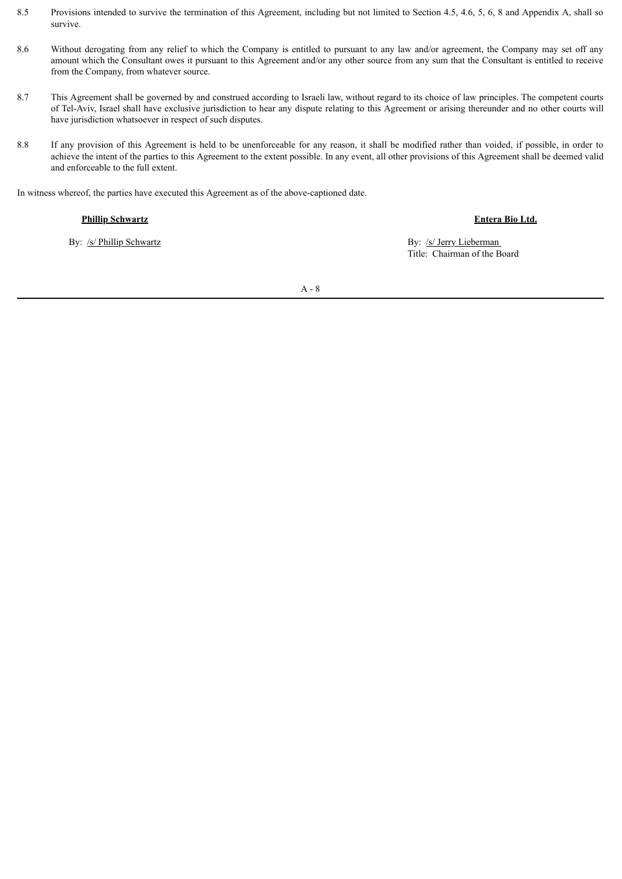8.5 Provisions intended to survive the termination of this Agreement, including but not limited to Section 4.5, 4.6, 5, 6, 8 and Appendix A, shall so survive.

8.6 Without derogating from any relief to which the Company is entitled to pursuant to any law and/or agreement, the Company may set off any amount which the Consultant owes it pursuant to this Agreement and/or any other source from any sum that the Consultant is entitled to receive from the Company, from whatever source.

8.7 This Agreement shall be governed by and construed according to Israeli law, without regard to its choice of law principles. The competent courts of Tel-Aviv, Israel shall have exclusive jurisdiction to hear any dispute relating to this Agreement or arising thereunder and no other courts will have jurisdiction whatsoever in respect of such disputes.

8.8 If any provision of this Agreement is held to be unenforceable for any reason, it shall be modified rather than voided, if possible, in order to achieve the intent of the parties to this Agreement to the extent possible. In any event, all other provisions of this Agreement shall be deemed valid and enforceable to the full extent.

In witness whereof, the parties have executed this Agreement as of the above-captioned date.

**Phillip Schwartz**

By: /s/ Phillip Schwartz

**Entera Bio Ltd.**

By: /s/ Jerry Lieberman
Title: Chairman of the Board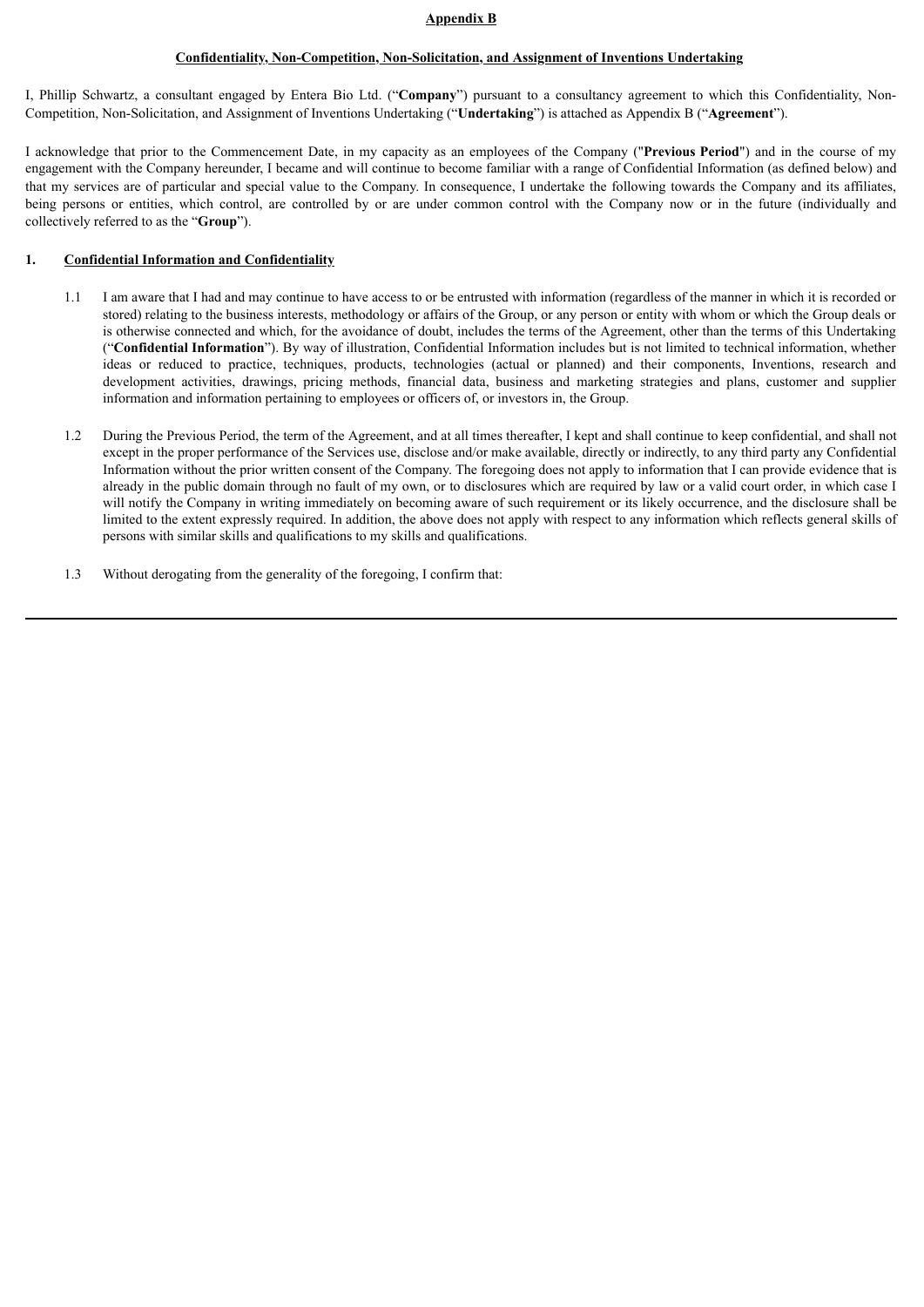**Appendix B**

**Confidentiality, Non-Competition, Non-Solicitation, and Assignment of Inventions Undertaking**

I, Phillip Schwartz, a consultant engaged by Entera Bio Ltd. ("**Company**") pursuant to a consultancy agreement to which this Confidentiality, Non-Competition, Non-Solicitation, and Assignment of Inventions Undertaking ("**Undertaking**") is attached as Appendix B ("**Agreement**").

I acknowledge that prior to the Commencement Date, in my capacity as an employees of the Company ("**Previous Period**") and in the course of my engagement with the Company hereunder, I became and will continue to become familiar with a range of Confidential Information (as defined below) and that my services are of particular and special value to the Company. In consequence, I undertake the following towards the Company and its affiliates, being persons or entities, which control, are controlled by or are under common control with the Company now or in the future (individually and collectively referred to as the "**Group**").

**1. Confidential Information and Confidentiality**

1.1 I am aware that I had and may continue to have access to or be entrusted with information (regardless of the manner in which it is recorded or stored) relating to the business interests, methodology or affairs of the Group, or any person or entity with whom or which the Group deals or is otherwise connected and which, for the avoidance of doubt, includes the terms of the Agreement, other than the terms of this Undertaking ("**Confidential Information**"). By way of illustration, Confidential Information includes but is not limited to technical information, whether ideas or reduced to practice, techniques, products, technologies (actual or planned) and their components, Inventions, research and development activities, drawings, pricing methods, financial data, business and marketing strategies and plans, customer and supplier information and information pertaining to employees or officers of, or investors in, the Group.

1.2 During the Previous Period, the term of the Agreement, and at all times thereafter, I kept and shall continue to keep confidential, and shall not except in the proper performance of the Services use, disclose and/or make available, directly or indirectly, to any third party any Confidential Information without the prior written consent of the Company. The foregoing does not apply to information that I can provide evidence that is already in the public domain through no fault of my own, or to disclosures which are required by law or a valid court order, in which case I will notify the Company in writing immediately on becoming aware of such requirement or its likely occurrence, and the disclosure shall be limited to the extent expressly required. In addition, the above does not apply with respect to any information which reflects general skills of persons with similar skills and qualifications to my skills and qualifications.

1.3 Without derogating from the generality of the foregoing, I confirm that: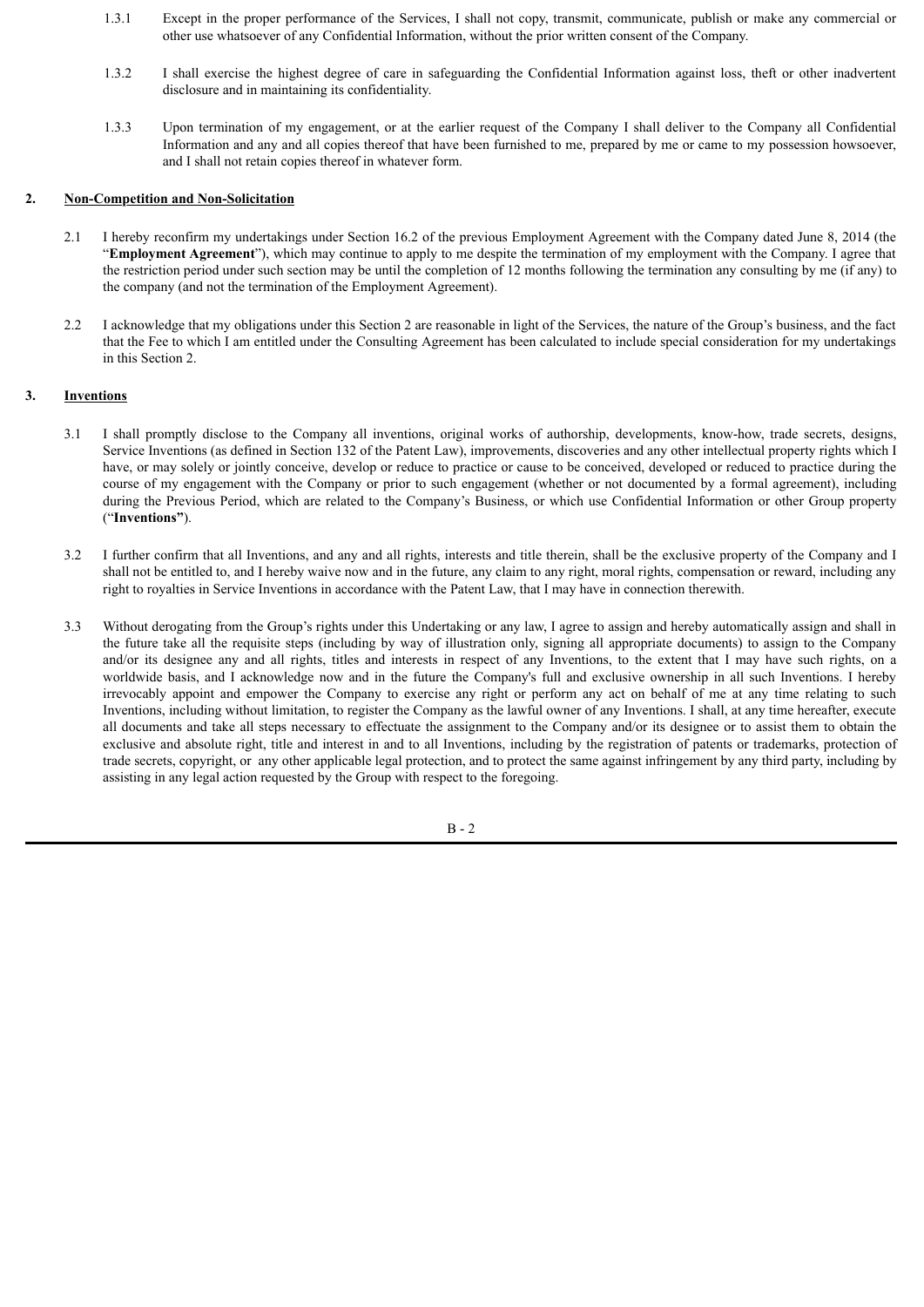1.3.1 Except in the proper performance of the Services, I shall not copy, transmit, communicate, publish or make any commercial or other use whatsoever of any Confidential Information, without the prior written consent of the Company.

1.3.2 I shall exercise the highest degree of care in safeguarding the Confidential Information against loss, theft or other inadvertent disclosure and in maintaining its confidentiality.

1.3.3 Upon termination of my engagement, or at the earlier request of the Company I shall deliver to the Company all Confidential Information and any and all copies thereof that have been furnished to me, prepared by me or came to my possession howsoever, and I shall not retain copies thereof in whatever form.

**2. Non-Competition and Non-Solicitation**

2.1 I hereby reconfirm my undertakings under Section 16.2 of the previous Employment Agreement with the Company dated June 8, 2014 (the "**Employment Agreement**"), which may continue to apply to me despite the termination of my employment with the Company. I agree that the restriction period under such section may be until the completion of 12 months following the termination any consulting by me (if any) to the company (and not the termination of the Employment Agreement).

2.2 I acknowledge that my obligations under this Section 2 are reasonable in light of the Services, the nature of the Group's business, and the fact that the Fee to which I am entitled under the Consulting Agreement has been calculated to include special consideration for my undertakings in this Section 2.

**3. Inventions**

3.1 I shall promptly disclose to the Company all inventions, original works of authorship, developments, know-how, trade secrets, designs, Service Inventions (as defined in Section 132 of the Patent Law), improvements, discoveries and any other intellectual property rights which I have, or may solely or jointly conceive, develop or reduce to practice or cause to be conceived, developed or reduced to practice during the course of my engagement with the Company or prior to such engagement (whether or not documented by a formal agreement), including during the Previous Period, which are related to the Company's Business, or which use Confidential Information or other Group property ("**Inventions**").

3.2 I further confirm that all Inventions, and any and all rights, interests and title therein, shall be the exclusive property of the Company and I shall not be entitled to, and I hereby waive now and in the future, any claim to any right, moral rights, compensation or reward, including any right to royalties in Service Inventions in accordance with the Patent Law, that I may have in connection therewith.

3.3 Without derogating from the Group's rights under this Undertaking or any law, I agree to assign and hereby automatically assign and shall in the future take all the requisite steps (including by way of illustration only, signing all appropriate documents) to assign to the Company and/or its designee any and all rights, titles and interests in respect of any Inventions, to the extent that I may have such rights, on a worldwide basis, and I acknowledge now and in the future the Company's full and exclusive ownership in all such Inventions. I hereby irrevocably appoint and empower the Company to exercise any right or perform any act on behalf of me at any time relating to such Inventions, including without limitation, to register the Company as the lawful owner of any Inventions. I shall, at any time hereafter, execute all documents and take all steps necessary to effectuate the assignment to the Company and/or its designee or to assist them to obtain the exclusive and absolute right, title and interest in and to all Inventions, including by the registration of patents or trademarks, protection of trade secrets, copyright, or any other applicable legal protection, and to protect the same against infringement by any third party, including by assisting in any legal action requested by the Group with respect to the foregoing.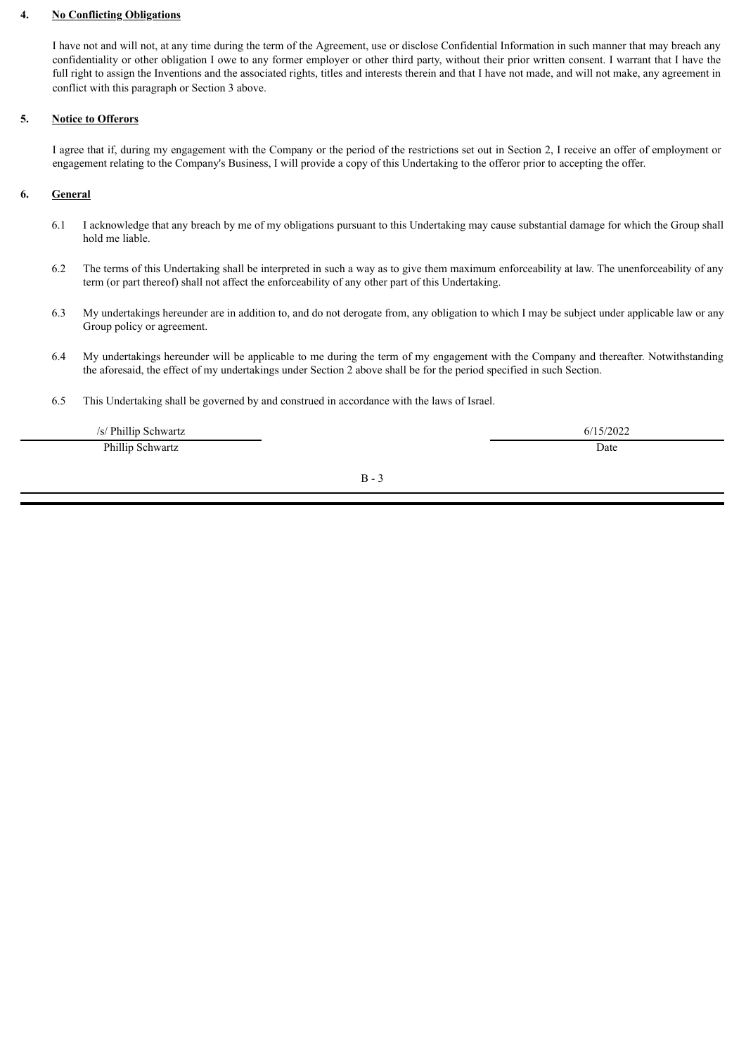**4. No Conflicting Obligations**

I have not and will not, at any time during the term of the Agreement, use or disclose Confidential Information in such manner that may breach any confidentiality or other obligation I owe to any former employer or other third party, without their prior written consent. I warrant that I have the full right to assign the Inventions and the associated rights, titles and interests therein and that I have not made, and will not make, any agreement in conflict with this paragraph or Section 3 above.

**5. Notice to Offerors**

I agree that if, during my engagement with the Company or the period of the restrictions set out in Section 2, I receive an offer of employment or engagement relating to the Company's Business, I will provide a copy of this Undertaking to the offeror prior to accepting the offer.

**6. General**

6.1 I acknowledge that any breach by me of my obligations pursuant to this Undertaking may cause substantial damage for which the Group shall hold me liable.

6.2 The terms of this Undertaking shall be interpreted in such a way as to give them maximum enforceability at law. The unenforceability of any term (or part thereof) shall not affect the enforceability of any other part of this Undertaking.

6.3 My undertakings hereunder are in addition to, and do not derogate from, any obligation to which I may be subject under applicable law or any Group policy or agreement.

6.4 My undertakings hereunder will be applicable to me during the term of my engagement with the Company and thereafter. Notwithstanding the aforesaid, the effect of my undertakings under Section 2 above shall be for the period specified in such Section.

6.5 This Undertaking shall be governed by and construed in accordance with the laws of Israel.

| | |
|---|---|
| /s/ Phillip Schwartz | 6/15/2022 |
| Phillip Schwartz | Date |

B - 3